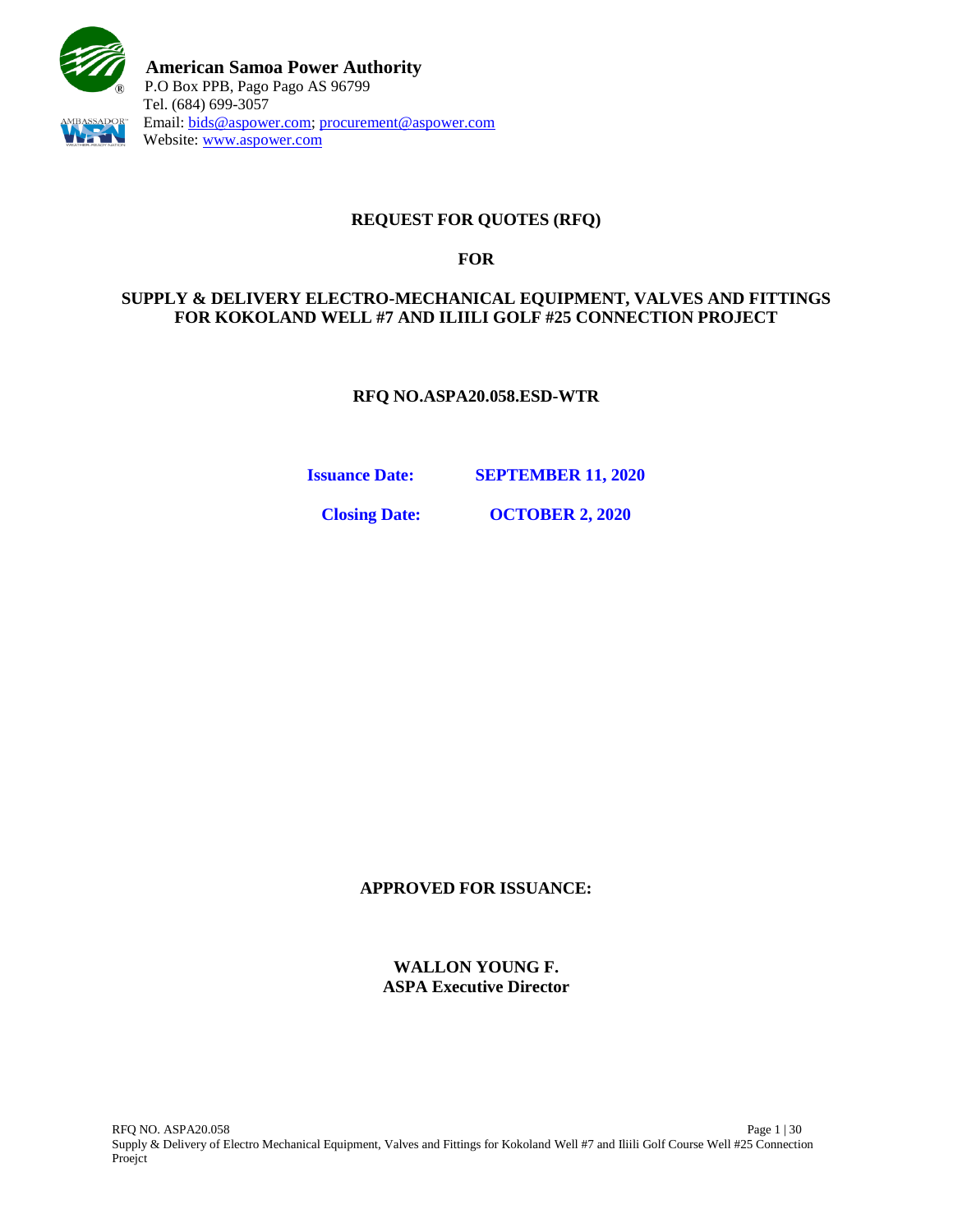**American Samoa Power Authority**
P.O Box PPB, Pago Pago AS 96799
Tel. (684) 699-3057
Email: bids@aspower.com; procurement@aspower.com
Website: www.aspower.com

# REQUEST FOR QUOTES (RFQ)

## FOR

## SUPPLY & DELIVERY ELECTRO-MECHANICAL EQUIPMENT, VALVES AND FITTINGS FOR KOKOLAND WELL #7 AND ILIILI GOLF #25 CONNECTION PROJECT

**RFQ NO.ASPA20.058.ESD-WTR**

**Issuance Date: SEPTEMBER 11, 2020**

**Closing Date: OCTOBER 2, 2020**

**APPROVED FOR ISSUANCE:**

**WALLON YOUNG F.**
**ASPA Executive Director**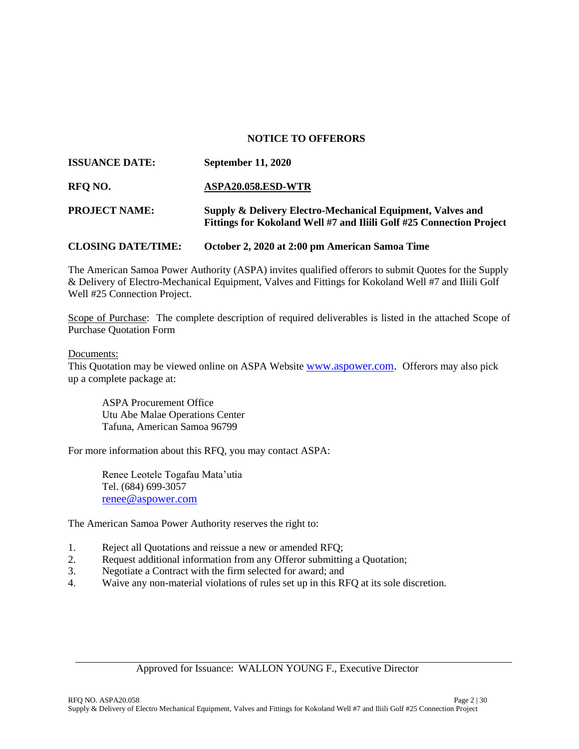## NOTICE TO OFFERORS

**ISSUANCE DATE:** **September 11, 2020**

**RFQ NO.** **ASPA20.058.ESD-WTR**

**PROJECT NAME:** **Supply & Delivery Electro-Mechanical Equipment, Valves and Fittings for Kokoland Well #7 and Iliili Golf #25 Connection Project**

**CLOSING DATE/TIME:** **October 2, 2020 at 2:00 pm American Samoa Time**

The American Samoa Power Authority (ASPA) invites qualified offerors to submit Quotes for the Supply & Delivery of Electro-Mechanical Equipment, Valves and Fittings for Kokoland Well #7 and Iliili Golf Well #25 Connection Project.

Scope of Purchase: The complete description of required deliverables is listed in the attached Scope of Purchase Quotation Form

Documents:
This Quotation may be viewed online on ASPA Website www.aspower.com. Offerors may also pick up a complete package at:

ASPA Procurement Office
Utu Abe Malae Operations Center
Tafuna, American Samoa 96799

For more information about this RFQ, you may contact ASPA:

Renee Leotele Togafau Mata'utia
Tel. (684) 699-3057
renee@aspower.com

The American Samoa Power Authority reserves the right to:

1. Reject all Quotations and reissue a new or amended RFQ;
2. Request additional information from any Offeror submitting a Quotation;
3. Negotiate a Contract with the firm selected for award; and
4. Waive any non-material violations of rules set up in this RFQ at its sole discretion.

Approved for Issuance: WALLON YOUNG F., Executive Director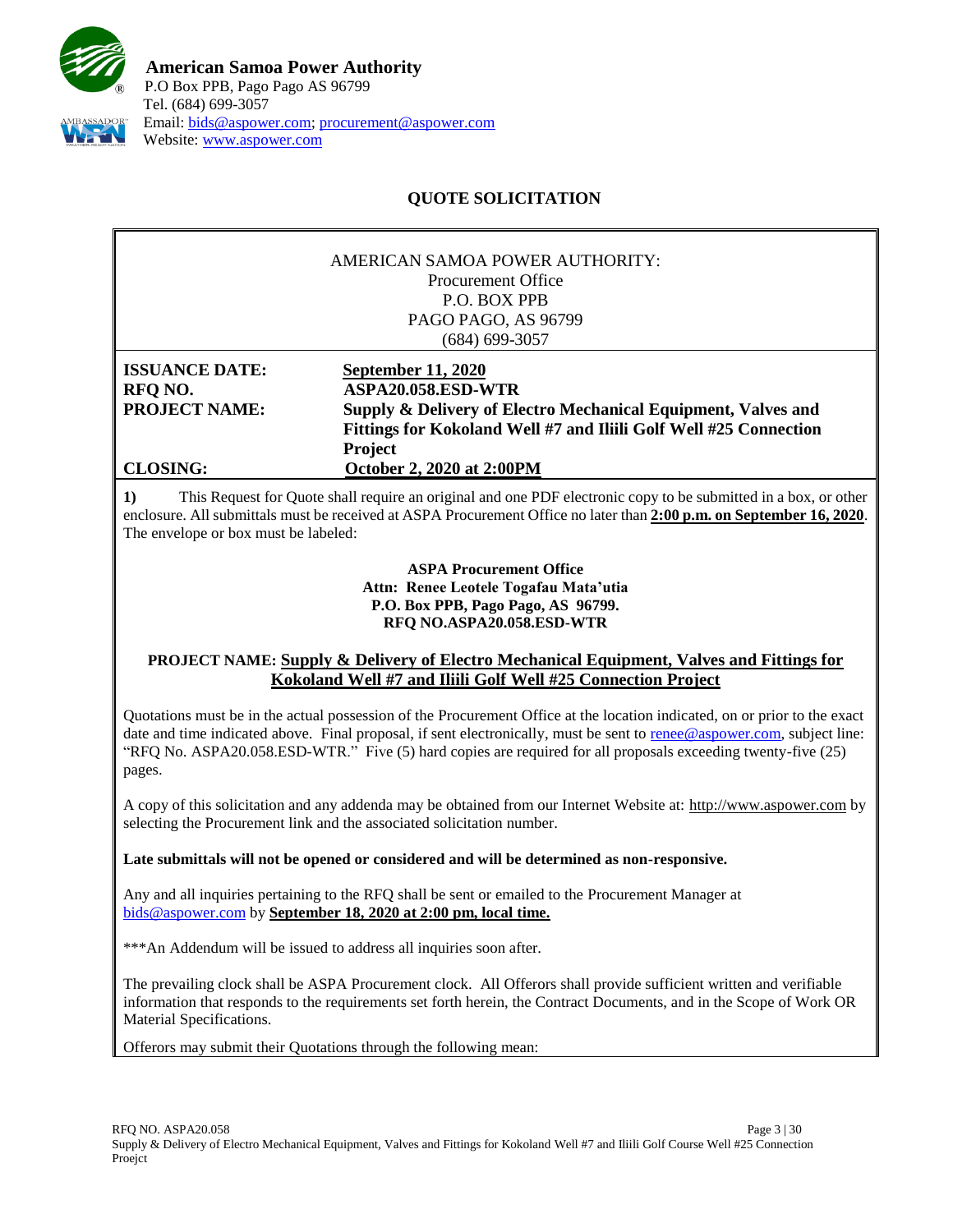**American Samoa Power Authority**
P.O Box PPB, Pago Pago AS 96799
Tel. (684) 699-3057
Email: bids@aspower.com; procurement@aspower.com
Website: www.aspower.com

## QUOTE SOLICITATION

AMERICAN SAMOA POWER AUTHORITY:
Procurement Office
P.O. BOX PPB
PAGO PAGO, AS 96799
(684) 699-3057

| | |
|---|---|
| **ISSUANCE DATE:** | **September 11, 2020** |
| **RFQ NO.** | **ASPA20.058.ESD-WTR** |
| **PROJECT NAME:** | **Supply & Delivery of Electro Mechanical Equipment, Valves and Fittings for Kokoland Well #7 and Iliili Golf Well #25 Connection Project** |
| **CLOSING:** | **October 2, 2020 at 2:00PM** |

**1)** This Request for Quote shall require an original and one PDF electronic copy to be submitted in a box, or other enclosure. All submittals must be received at ASPA Procurement Office no later than **2:00 p.m. on September 16, 2020**. The envelope or box must be labeled:

**ASPA Procurement Office**
**Attn: Renee Leotele Togafau Mata'utia**
**P.O. Box PPB, Pago Pago, AS 96799.**
**RFQ NO.ASPA20.058.ESD-WTR**

**PROJECT NAME: Supply & Delivery of Electro Mechanical Equipment, Valves and Fittings for Kokoland Well #7 and Iliili Golf Well #25 Connection Project**

Quotations must be in the actual possession of the Procurement Office at the location indicated, on or prior to the exact date and time indicated above. Final proposal, if sent electronically, must be sent to renee@aspower.com, subject line: "RFQ No. ASPA20.058.ESD-WTR." Five (5) hard copies are required for all proposals exceeding twenty-five (25) pages.

A copy of this solicitation and any addenda may be obtained from our Internet Website at: http://www.aspower.com by selecting the Procurement link and the associated solicitation number.

**Late submittals will not be opened or considered and will be determined as non-responsive.**

Any and all inquiries pertaining to the RFQ shall be sent or emailed to the Procurement Manager at bids@aspower.com by **September 18, 2020 at 2:00 pm, local time.**

***An Addendum will be issued to address all inquiries soon after.

The prevailing clock shall be ASPA Procurement clock. All Offerors shall provide sufficient written and verifiable information that responds to the requirements set forth herein, the Contract Documents, and in the Scope of Work OR Material Specifications.

Offerors may submit their Quotations through the following mean: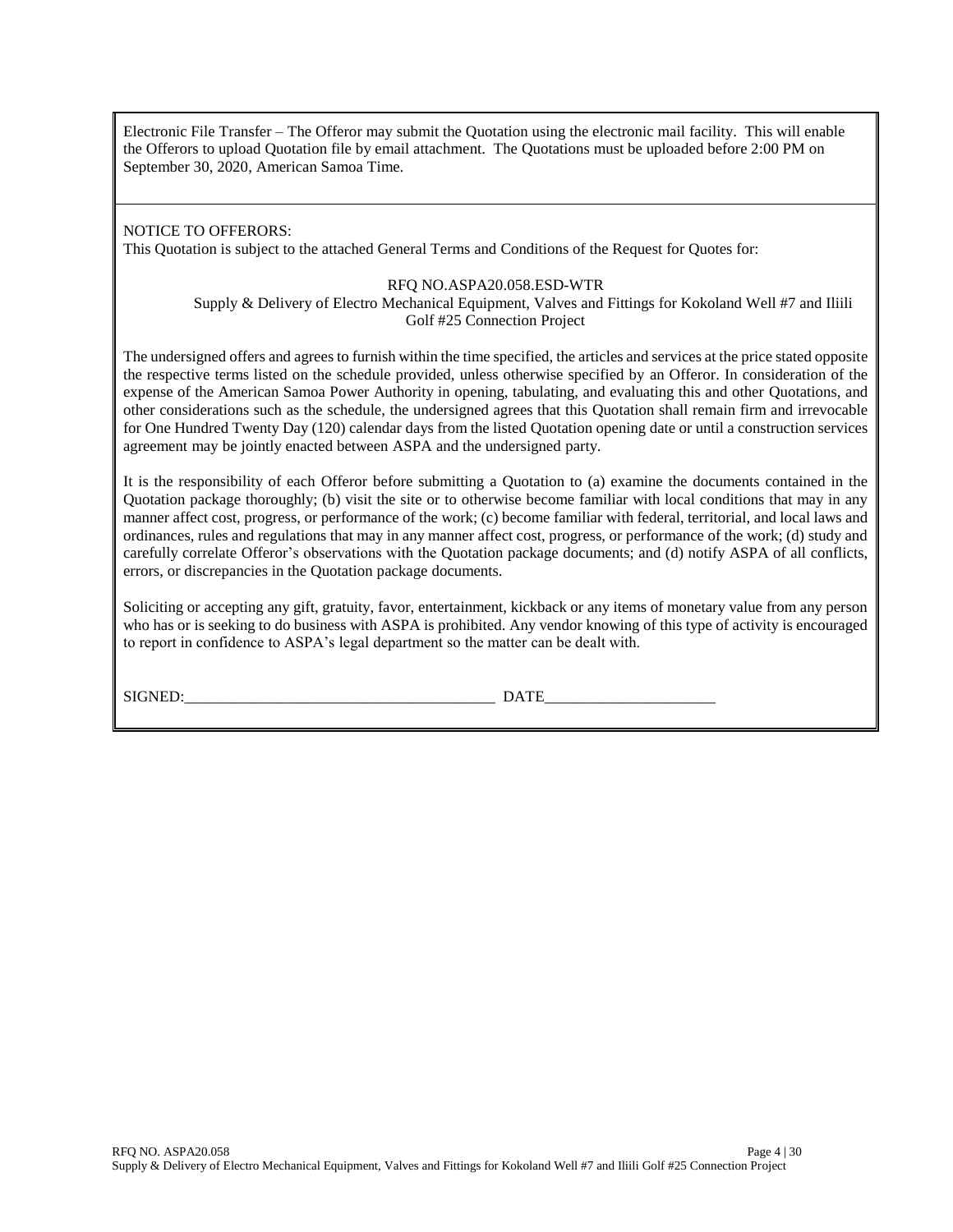Electronic File Transfer – The Offeror may submit the Quotation using the electronic mail facility. This will enable the Offerors to upload Quotation file by email attachment. The Quotations must be uploaded before 2:00 PM on September 30, 2020, American Samoa Time.

NOTICE TO OFFERORS:
This Quotation is subject to the attached General Terms and Conditions of the Request for Quotes for:

RFQ NO.ASPA20.058.ESD-WTR
Supply & Delivery of Electro Mechanical Equipment, Valves and Fittings for Kokoland Well #7 and Iliili Golf #25 Connection Project

The undersigned offers and agrees to furnish within the time specified, the articles and services at the price stated opposite the respective terms listed on the schedule provided, unless otherwise specified by an Offeror. In consideration of the expense of the American Samoa Power Authority in opening, tabulating, and evaluating this and other Quotations, and other considerations such as the schedule, the undersigned agrees that this Quotation shall remain firm and irrevocable for One Hundred Twenty Day (120) calendar days from the listed Quotation opening date or until a construction services agreement may be jointly enacted between ASPA and the undersigned party.

It is the responsibility of each Offeror before submitting a Quotation to (a) examine the documents contained in the Quotation package thoroughly; (b) visit the site or to otherwise become familiar with local conditions that may in any manner affect cost, progress, or performance of the work; (c) become familiar with federal, territorial, and local laws and ordinances, rules and regulations that may in any manner affect cost, progress, or performance of the work; (d) study and carefully correlate Offeror's observations with the Quotation package documents; and (d) notify ASPA of all conflicts, errors, or discrepancies in the Quotation package documents.

Soliciting or accepting any gift, gratuity, favor, entertainment, kickback or any items of monetary value from any person who has or is seeking to do business with ASPA is prohibited. Any vendor knowing of this type of activity is encouraged to report in confidence to ASPA's legal department so the matter can be dealt with.

SIGNED:_________________________________________ DATE______________________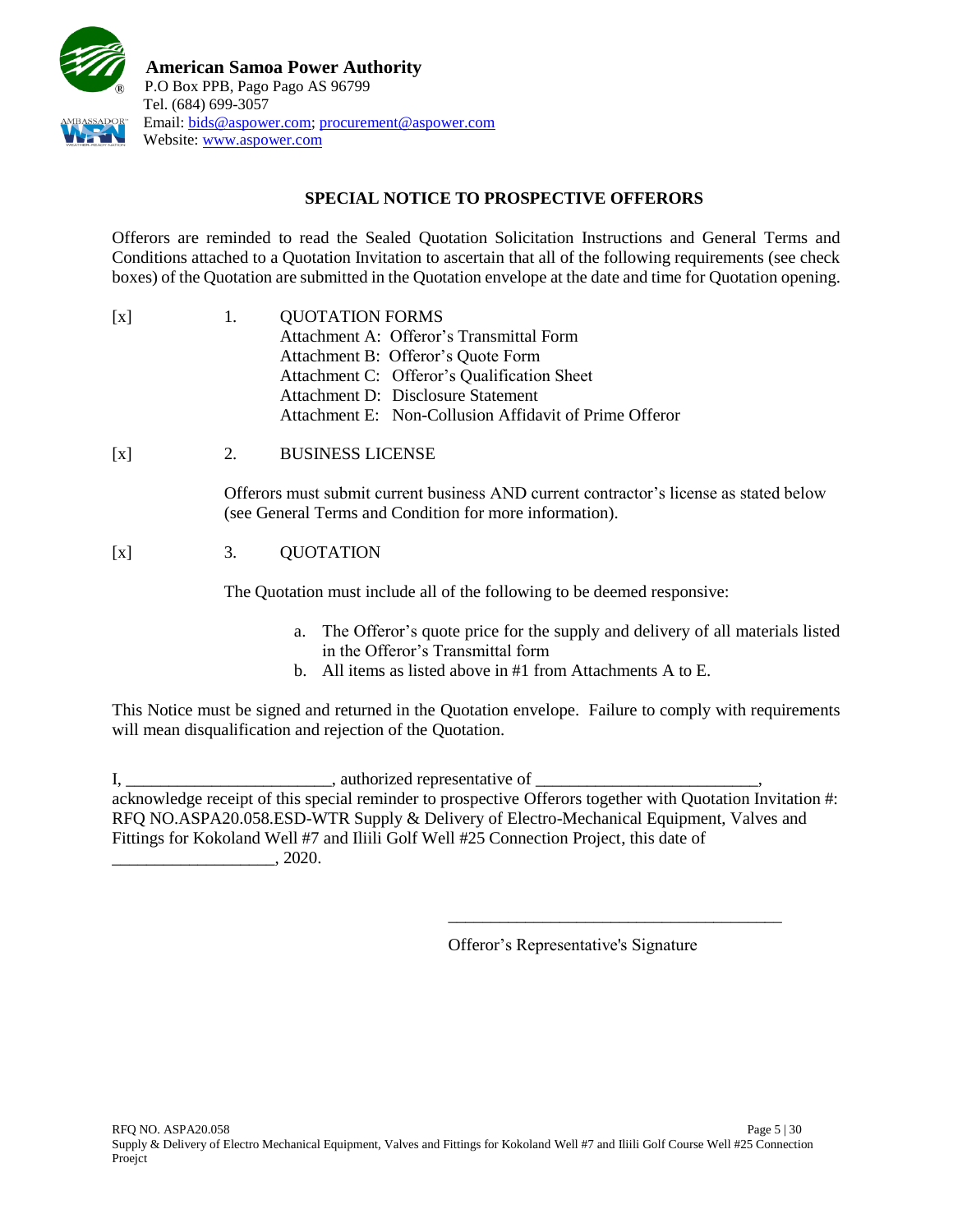**American Samoa Power Authority**
P.O Box PPB, Pago Pago AS 96799
Tel. (684) 699-3057
Email: bids@aspower.com; procurement@aspower.com
Website: www.aspower.com

## SPECIAL NOTICE TO PROSPECTIVE OFFERORS

Offerors are reminded to read the Sealed Quotation Solicitation Instructions and General Terms and Conditions attached to a Quotation Invitation to ascertain that all of the following requirements (see check boxes) of the Quotation are submitted in the Quotation envelope at the date and time for Quotation opening.

[x] 1. QUOTATION FORMS
- Attachment A: Offeror's Transmittal Form
- Attachment B: Offeror's Quote Form
- Attachment C: Offeror's Qualification Sheet
- Attachment D: Disclosure Statement
- Attachment E: Non-Collusion Affidavit of Prime Offeror

[x] 2. BUSINESS LICENSE

Offerors must submit current business AND current contractor's license as stated below (see General Terms and Condition for more information).

[x] 3. QUOTATION

The Quotation must include all of the following to be deemed responsive:

a. The Offeror's quote price for the supply and delivery of all materials listed in the Offeror's Transmittal form
b. All items as listed above in #1 from Attachments A to E.

This Notice must be signed and returned in the Quotation envelope. Failure to comply with requirements will mean disqualification and rejection of the Quotation.

I, ________________________, authorized representative of __________________________, acknowledge receipt of this special reminder to prospective Offerors together with Quotation Invitation #: RFQ NO.ASPA20.058.ESD-WTR Supply & Delivery of Electro-Mechanical Equipment, Valves and Fittings for Kokoland Well #7 and Iliili Golf Well #25 Connection Project, this date of ___________________, 2020.

________________________________________
Offeror's Representative's Signature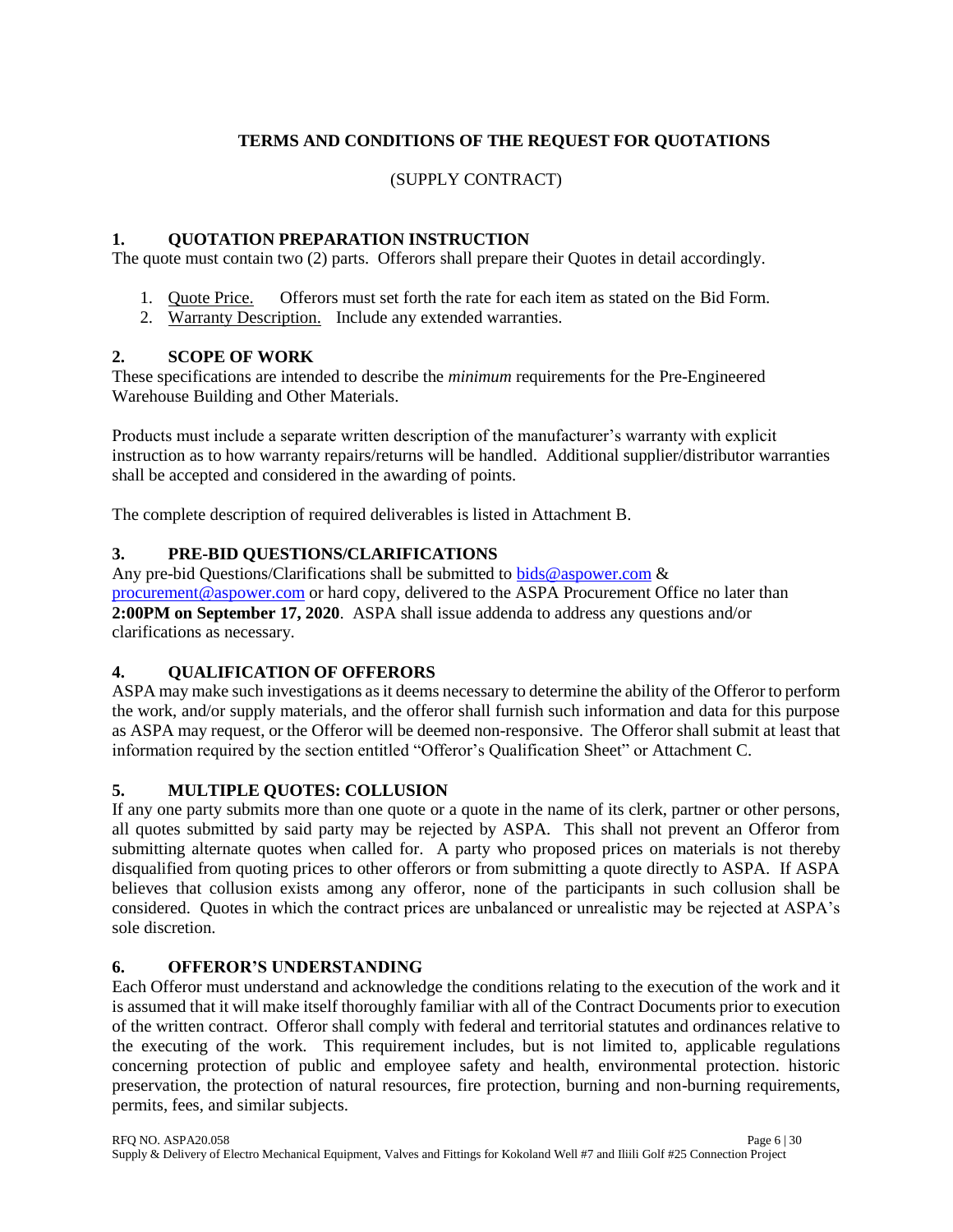## TERMS AND CONDITIONS OF THE REQUEST FOR QUOTATIONS

(SUPPLY CONTRACT)

### 1. QUOTATION PREPARATION INSTRUCTION

The quote must contain two (2) parts. Offerors shall prepare their Quotes in detail accordingly.

1. Quote Price. Offerors must set forth the rate for each item as stated on the Bid Form.
2. Warranty Description. Include any extended warranties.

### 2. SCOPE OF WORK

These specifications are intended to describe the *minimum* requirements for the Pre-Engineered Warehouse Building and Other Materials.

Products must include a separate written description of the manufacturer's warranty with explicit instruction as to how warranty repairs/returns will be handled. Additional supplier/distributor warranties shall be accepted and considered in the awarding of points.

The complete description of required deliverables is listed in Attachment B.

### 3. PRE-BID QUESTIONS/CLARIFICATIONS

Any pre-bid Questions/Clarifications shall be submitted to bids@aspower.com & procurement@aspower.com or hard copy, delivered to the ASPA Procurement Office no later than **2:00PM on September 17, 2020**. ASPA shall issue addenda to address any questions and/or clarifications as necessary.

### 4. QUALIFICATION OF OFFERORS

ASPA may make such investigations as it deems necessary to determine the ability of the Offeror to perform the work, and/or supply materials, and the offeror shall furnish such information and data for this purpose as ASPA may request, or the Offeror will be deemed non-responsive. The Offeror shall submit at least that information required by the section entitled "Offeror's Qualification Sheet" or Attachment C.

### 5. MULTIPLE QUOTES: COLLUSION

If any one party submits more than one quote or a quote in the name of its clerk, partner or other persons, all quotes submitted by said party may be rejected by ASPA. This shall not prevent an Offeror from submitting alternate quotes when called for. A party who proposed prices on materials is not thereby disqualified from quoting prices to other offerors or from submitting a quote directly to ASPA. If ASPA believes that collusion exists among any offeror, none of the participants in such collusion shall be considered. Quotes in which the contract prices are unbalanced or unrealistic may be rejected at ASPA's sole discretion.

### 6. OFFEROR'S UNDERSTANDING

Each Offeror must understand and acknowledge the conditions relating to the execution of the work and it is assumed that it will make itself thoroughly familiar with all of the Contract Documents prior to execution of the written contract. Offeror shall comply with federal and territorial statutes and ordinances relative to the executing of the work. This requirement includes, but is not limited to, applicable regulations concerning protection of public and employee safety and health, environmental protection. historic preservation, the protection of natural resources, fire protection, burning and non-burning requirements, permits, fees, and similar subjects.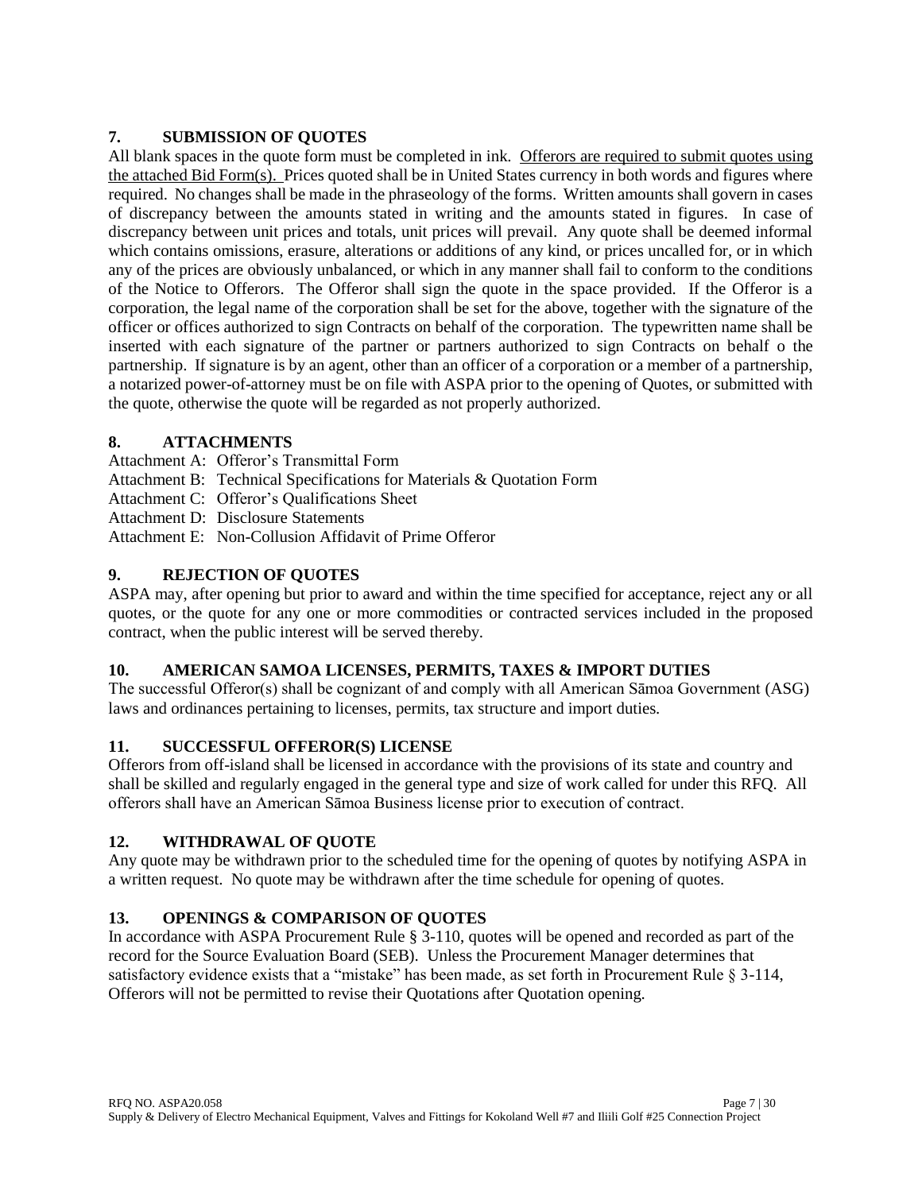## 7. SUBMISSION OF QUOTES

All blank spaces in the quote form must be completed in ink. Offerors are required to submit quotes using the attached Bid Form(s). Prices quoted shall be in United States currency in both words and figures where required. No changes shall be made in the phraseology of the forms. Written amounts shall govern in cases of discrepancy between the amounts stated in writing and the amounts stated in figures. In case of discrepancy between unit prices and totals, unit prices will prevail. Any quote shall be deemed informal which contains omissions, erasure, alterations or additions of any kind, or prices uncalled for, or in which any of the prices are obviously unbalanced, or which in any manner shall fail to conform to the conditions of the Notice to Offerors. The Offeror shall sign the quote in the space provided. If the Offeror is a corporation, the legal name of the corporation shall be set for the above, together with the signature of the officer or offices authorized to sign Contracts on behalf of the corporation. The typewritten name shall be inserted with each signature of the partner or partners authorized to sign Contracts on behalf o the partnership. If signature is by an agent, other than an officer of a corporation or a member of a partnership, a notarized power-of-attorney must be on file with ASPA prior to the opening of Quotes, or submitted with the quote, otherwise the quote will be regarded as not properly authorized.

## 8. ATTACHMENTS

Attachment A: Offeror's Transmittal Form
Attachment B: Technical Specifications for Materials & Quotation Form
Attachment C: Offeror's Qualifications Sheet
Attachment D: Disclosure Statements
Attachment E: Non-Collusion Affidavit of Prime Offeror

## 9. REJECTION OF QUOTES

ASPA may, after opening but prior to award and within the time specified for acceptance, reject any or all quotes, or the quote for any one or more commodities or contracted services included in the proposed contract, when the public interest will be served thereby.

## 10. AMERICAN SAMOA LICENSES, PERMITS, TAXES & IMPORT DUTIES

The successful Offeror(s) shall be cognizant of and comply with all American Sāmoa Government (ASG) laws and ordinances pertaining to licenses, permits, tax structure and import duties.

## 11. SUCCESSFUL OFFEROR(S) LICENSE

Offerors from off-island shall be licensed in accordance with the provisions of its state and country and shall be skilled and regularly engaged in the general type and size of work called for under this RFQ. All offerors shall have an American Sāmoa Business license prior to execution of contract.

## 12. WITHDRAWAL OF QUOTE

Any quote may be withdrawn prior to the scheduled time for the opening of quotes by notifying ASPA in a written request. No quote may be withdrawn after the time schedule for opening of quotes.

## 13. OPENINGS & COMPARISON OF QUOTES

In accordance with ASPA Procurement Rule § 3-110, quotes will be opened and recorded as part of the record for the Source Evaluation Board (SEB). Unless the Procurement Manager determines that satisfactory evidence exists that a "mistake" has been made, as set forth in Procurement Rule § 3-114, Offerors will not be permitted to revise their Quotations after Quotation opening.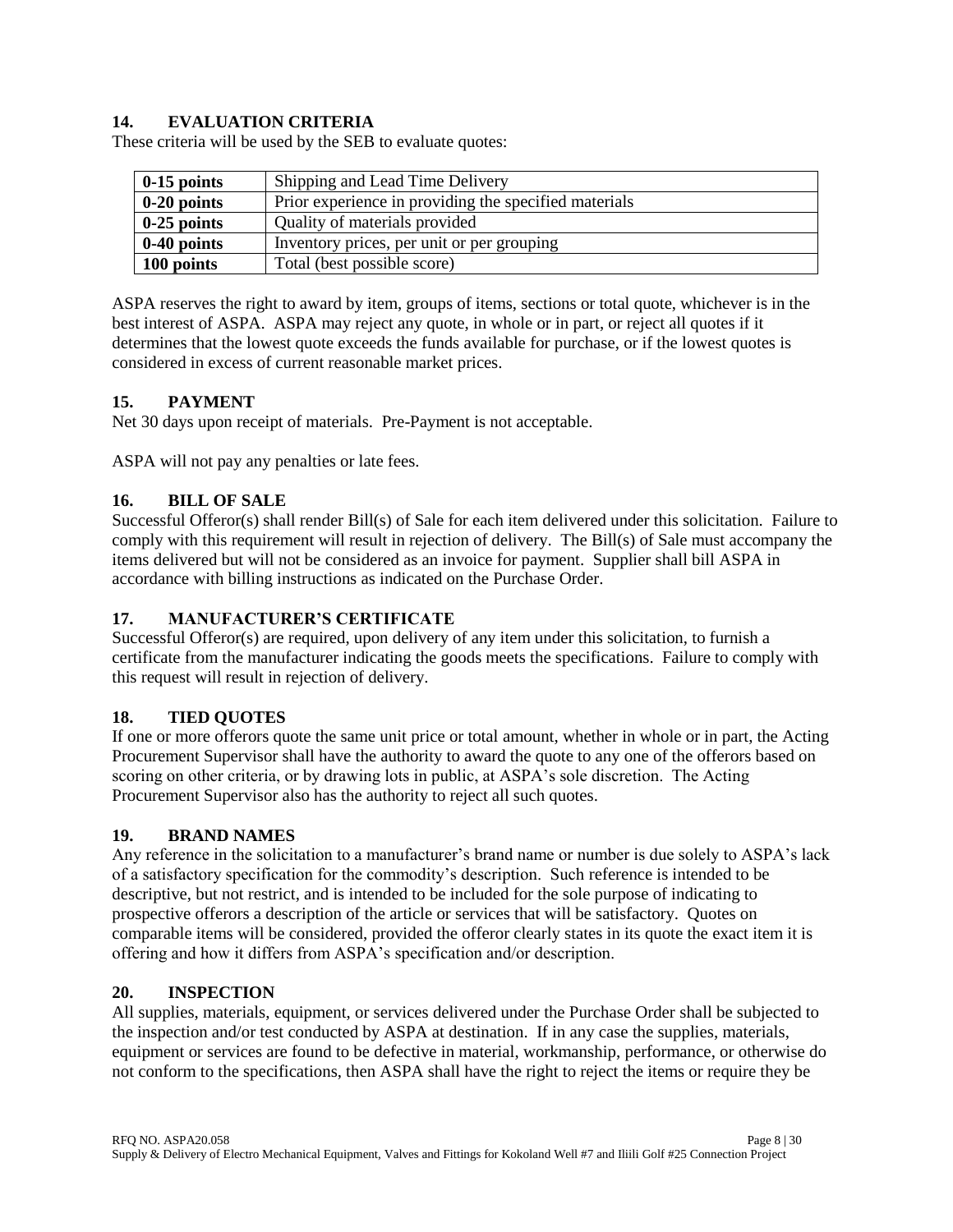## 14. EVALUATION CRITERIA

These criteria will be used by the SEB to evaluate quotes:

| | |
|---|---|
| **0-15 points** | Shipping and Lead Time Delivery |
| **0-20 points** | Prior experience in providing the specified materials |
| **0-25 points** | Quality of materials provided |
| **0-40 points** | Inventory prices, per unit or per grouping |
| **100 points** | Total (best possible score) |

ASPA reserves the right to award by item, groups of items, sections or total quote, whichever is in the best interest of ASPA. ASPA may reject any quote, in whole or in part, or reject all quotes if it determines that the lowest quote exceeds the funds available for purchase, or if the lowest quotes is considered in excess of current reasonable market prices.

## 15. PAYMENT

Net 30 days upon receipt of materials. Pre-Payment is not acceptable.

ASPA will not pay any penalties or late fees.

## 16. BILL OF SALE

Successful Offeror(s) shall render Bill(s) of Sale for each item delivered under this solicitation. Failure to comply with this requirement will result in rejection of delivery. The Bill(s) of Sale must accompany the items delivered but will not be considered as an invoice for payment. Supplier shall bill ASPA in accordance with billing instructions as indicated on the Purchase Order.

## 17. MANUFACTURER'S CERTIFICATE

Successful Offeror(s) are required, upon delivery of any item under this solicitation, to furnish a certificate from the manufacturer indicating the goods meets the specifications. Failure to comply with this request will result in rejection of delivery.

## 18. TIED QUOTES

If one or more offerors quote the same unit price or total amount, whether in whole or in part, the Acting Procurement Supervisor shall have the authority to award the quote to any one of the offerors based on scoring on other criteria, or by drawing lots in public, at ASPA's sole discretion. The Acting Procurement Supervisor also has the authority to reject all such quotes.

## 19. BRAND NAMES

Any reference in the solicitation to a manufacturer's brand name or number is due solely to ASPA's lack of a satisfactory specification for the commodity's description. Such reference is intended to be descriptive, but not restrict, and is intended to be included for the sole purpose of indicating to prospective offerors a description of the article or services that will be satisfactory. Quotes on comparable items will be considered, provided the offeror clearly states in its quote the exact item it is offering and how it differs from ASPA's specification and/or description.

## 20. INSPECTION

All supplies, materials, equipment, or services delivered under the Purchase Order shall be subjected to the inspection and/or test conducted by ASPA at destination. If in any case the supplies, materials, equipment or services are found to be defective in material, workmanship, performance, or otherwise do not conform to the specifications, then ASPA shall have the right to reject the items or require they be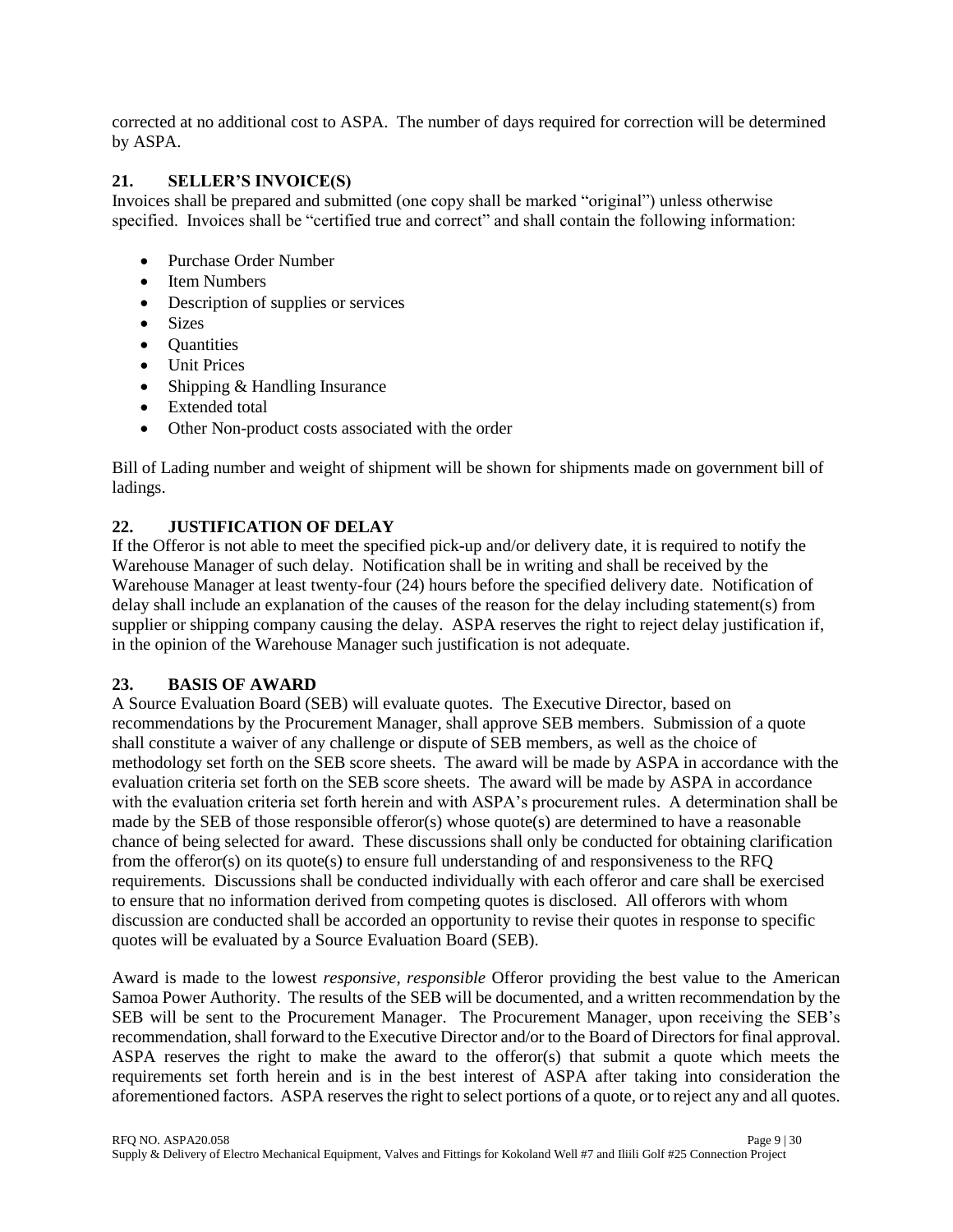corrected at no additional cost to ASPA. The number of days required for correction will be determined by ASPA.

## 21. SELLER'S INVOICE(S)

Invoices shall be prepared and submitted (one copy shall be marked "original") unless otherwise specified. Invoices shall be "certified true and correct" and shall contain the following information:

- Purchase Order Number
- Item Numbers
- Description of supplies or services
- Sizes
- Quantities
- Unit Prices
- Shipping & Handling Insurance
- Extended total
- Other Non-product costs associated with the order

Bill of Lading number and weight of shipment will be shown for shipments made on government bill of ladings.

## 22. JUSTIFICATION OF DELAY

If the Offeror is not able to meet the specified pick-up and/or delivery date, it is required to notify the Warehouse Manager of such delay. Notification shall be in writing and shall be received by the Warehouse Manager at least twenty-four (24) hours before the specified delivery date. Notification of delay shall include an explanation of the causes of the reason for the delay including statement(s) from supplier or shipping company causing the delay. ASPA reserves the right to reject delay justification if, in the opinion of the Warehouse Manager such justification is not adequate.

## 23. BASIS OF AWARD

A Source Evaluation Board (SEB) will evaluate quotes. The Executive Director, based on recommendations by the Procurement Manager, shall approve SEB members. Submission of a quote shall constitute a waiver of any challenge or dispute of SEB members, as well as the choice of methodology set forth on the SEB score sheets. The award will be made by ASPA in accordance with the evaluation criteria set forth on the SEB score sheets. The award will be made by ASPA in accordance with the evaluation criteria set forth herein and with ASPA's procurement rules. A determination shall be made by the SEB of those responsible offeror(s) whose quote(s) are determined to have a reasonable chance of being selected for award. These discussions shall only be conducted for obtaining clarification from the offeror(s) on its quote(s) to ensure full understanding of and responsiveness to the RFQ requirements. Discussions shall be conducted individually with each offeror and care shall be exercised to ensure that no information derived from competing quotes is disclosed. All offerors with whom discussion are conducted shall be accorded an opportunity to revise their quotes in response to specific quotes will be evaluated by a Source Evaluation Board (SEB).

Award is made to the lowest *responsive, responsible* Offeror providing the best value to the American Samoa Power Authority. The results of the SEB will be documented, and a written recommendation by the SEB will be sent to the Procurement Manager. The Procurement Manager, upon receiving the SEB's recommendation, shall forward to the Executive Director and/or to the Board of Directors for final approval. ASPA reserves the right to make the award to the offeror(s) that submit a quote which meets the requirements set forth herein and is in the best interest of ASPA after taking into consideration the aforementioned factors. ASPA reserves the right to select portions of a quote, or to reject any and all quotes.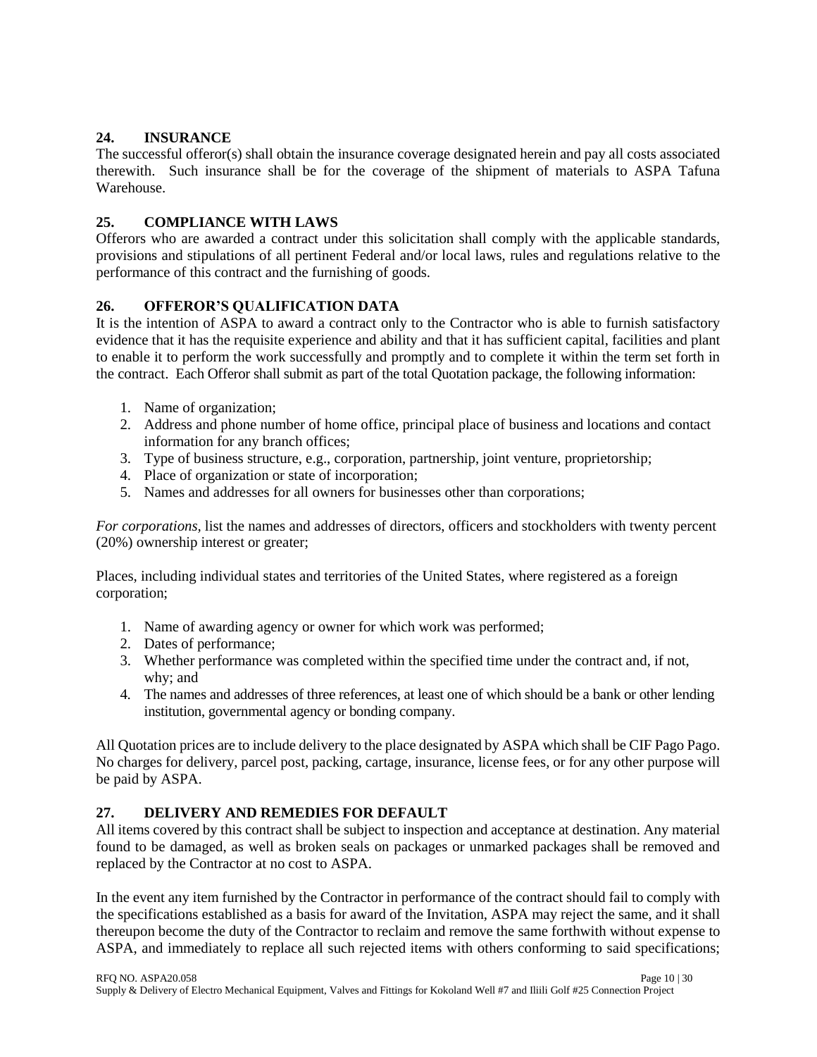## 24. INSURANCE

The successful offeror(s) shall obtain the insurance coverage designated herein and pay all costs associated therewith. Such insurance shall be for the coverage of the shipment of materials to ASPA Tafuna Warehouse.

## 25. COMPLIANCE WITH LAWS

Offerors who are awarded a contract under this solicitation shall comply with the applicable standards, provisions and stipulations of all pertinent Federal and/or local laws, rules and regulations relative to the performance of this contract and the furnishing of goods.

## 26. OFFEROR'S QUALIFICATION DATA

It is the intention of ASPA to award a contract only to the Contractor who is able to furnish satisfactory evidence that it has the requisite experience and ability and that it has sufficient capital, facilities and plant to enable it to perform the work successfully and promptly and to complete it within the term set forth in the contract. Each Offeror shall submit as part of the total Quotation package, the following information:

1. Name of organization;
2. Address and phone number of home office, principal place of business and locations and contact information for any branch offices;
3. Type of business structure, e.g., corporation, partnership, joint venture, proprietorship;
4. Place of organization or state of incorporation;
5. Names and addresses for all owners for businesses other than corporations;

*For corporations*, list the names and addresses of directors, officers and stockholders with twenty percent (20%) ownership interest or greater;

Places, including individual states and territories of the United States, where registered as a foreign corporation;

1. Name of awarding agency or owner for which work was performed;
2. Dates of performance;
3. Whether performance was completed within the specified time under the contract and, if not, why; and
4. The names and addresses of three references, at least one of which should be a bank or other lending institution, governmental agency or bonding company.

All Quotation prices are to include delivery to the place designated by ASPA which shall be CIF Pago Pago. No charges for delivery, parcel post, packing, cartage, insurance, license fees, or for any other purpose will be paid by ASPA.

## 27. DELIVERY AND REMEDIES FOR DEFAULT

All items covered by this contract shall be subject to inspection and acceptance at destination. Any material found to be damaged, as well as broken seals on packages or unmarked packages shall be removed and replaced by the Contractor at no cost to ASPA.

In the event any item furnished by the Contractor in performance of the contract should fail to comply with the specifications established as a basis for award of the Invitation, ASPA may reject the same, and it shall thereupon become the duty of the Contractor to reclaim and remove the same forthwith without expense to ASPA, and immediately to replace all such rejected items with others conforming to said specifications;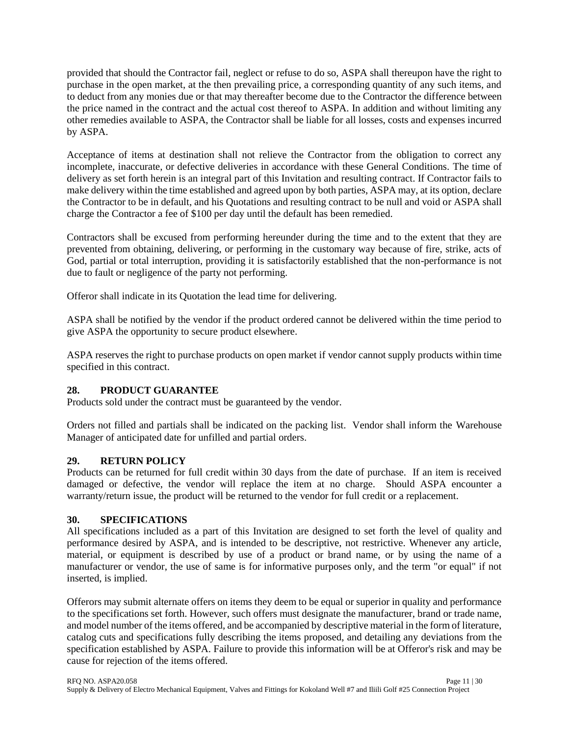provided that should the Contractor fail, neglect or refuse to do so, ASPA shall thereupon have the right to purchase in the open market, at the then prevailing price, a corresponding quantity of any such items, and to deduct from any monies due or that may thereafter become due to the Contractor the difference between the price named in the contract and the actual cost thereof to ASPA. In addition and without limiting any other remedies available to ASPA, the Contractor shall be liable for all losses, costs and expenses incurred by ASPA.

Acceptance of items at destination shall not relieve the Contractor from the obligation to correct any incomplete, inaccurate, or defective deliveries in accordance with these General Conditions. The time of delivery as set forth herein is an integral part of this Invitation and resulting contract. If Contractor fails to make delivery within the time established and agreed upon by both parties, ASPA may, at its option, declare the Contractor to be in default, and his Quotations and resulting contract to be null and void or ASPA shall charge the Contractor a fee of $100 per day until the default has been remedied.

Contractors shall be excused from performing hereunder during the time and to the extent that they are prevented from obtaining, delivering, or performing in the customary way because of fire, strike, acts of God, partial or total interruption, providing it is satisfactorily established that the non-performance is not due to fault or negligence of the party not performing.

Offeror shall indicate in its Quotation the lead time for delivering.

ASPA shall be notified by the vendor if the product ordered cannot be delivered within the time period to give ASPA the opportunity to secure product elsewhere.

ASPA reserves the right to purchase products on open market if vendor cannot supply products within time specified in this contract.

## 28. PRODUCT GUARANTEE

Products sold under the contract must be guaranteed by the vendor.

Orders not filled and partials shall be indicated on the packing list. Vendor shall inform the Warehouse Manager of anticipated date for unfilled and partial orders.

## 29. RETURN POLICY

Products can be returned for full credit within 30 days from the date of purchase. If an item is received damaged or defective, the vendor will replace the item at no charge. Should ASPA encounter a warranty/return issue, the product will be returned to the vendor for full credit or a replacement.

## 30. SPECIFICATIONS

All specifications included as a part of this Invitation are designed to set forth the level of quality and performance desired by ASPA, and is intended to be descriptive, not restrictive. Whenever any article, material, or equipment is described by use of a product or brand name, or by using the name of a manufacturer or vendor, the use of same is for informative purposes only, and the term "or equal" if not inserted, is implied.

Offerors may submit alternate offers on items they deem to be equal or superior in quality and performance to the specifications set forth. However, such offers must designate the manufacturer, brand or trade name, and model number of the items offered, and be accompanied by descriptive material in the form of literature, catalog cuts and specifications fully describing the items proposed, and detailing any deviations from the specification established by ASPA. Failure to provide this information will be at Offeror's risk and may be cause for rejection of the items offered.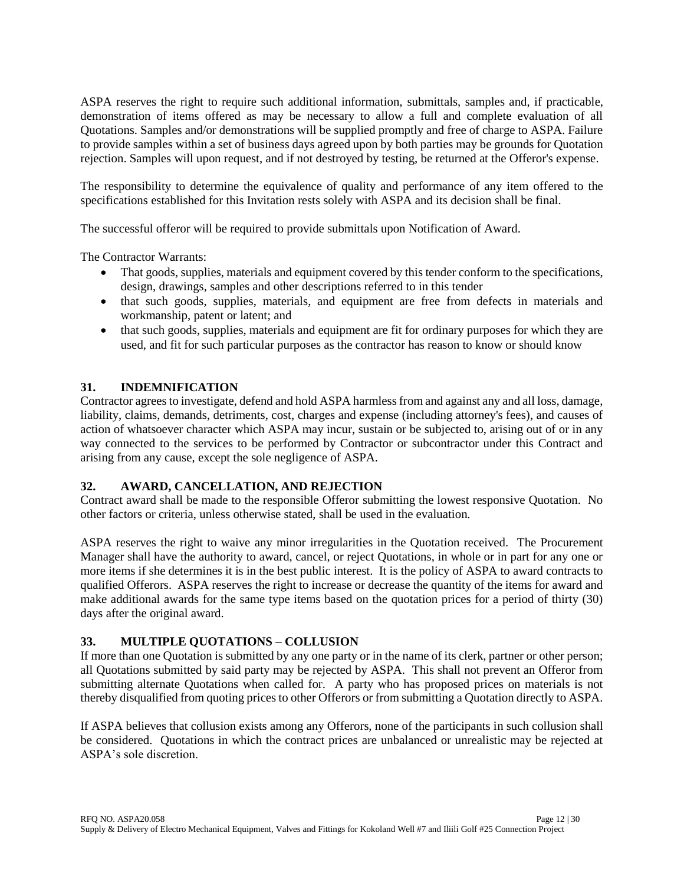ASPA reserves the right to require such additional information, submittals, samples and, if practicable, demonstration of items offered as may be necessary to allow a full and complete evaluation of all Quotations. Samples and/or demonstrations will be supplied promptly and free of charge to ASPA. Failure to provide samples within a set of business days agreed upon by both parties may be grounds for Quotation rejection. Samples will upon request, and if not destroyed by testing, be returned at the Offeror's expense.

The responsibility to determine the equivalence of quality and performance of any item offered to the specifications established for this Invitation rests solely with ASPA and its decision shall be final.

The successful offeror will be required to provide submittals upon Notification of Award.

The Contractor Warrants:

- That goods, supplies, materials and equipment covered by this tender conform to the specifications, design, drawings, samples and other descriptions referred to in this tender
- that such goods, supplies, materials, and equipment are free from defects in materials and workmanship, patent or latent; and
- that such goods, supplies, materials and equipment are fit for ordinary purposes for which they are used, and fit for such particular purposes as the contractor has reason to know or should know

## 31. INDEMNIFICATION

Contractor agrees to investigate, defend and hold ASPA harmless from and against any and all loss, damage, liability, claims, demands, detriments, cost, charges and expense (including attorney's fees), and causes of action of whatsoever character which ASPA may incur, sustain or be subjected to, arising out of or in any way connected to the services to be performed by Contractor or subcontractor under this Contract and arising from any cause, except the sole negligence of ASPA.

## 32. AWARD, CANCELLATION, AND REJECTION

Contract award shall be made to the responsible Offeror submitting the lowest responsive Quotation. No other factors or criteria, unless otherwise stated, shall be used in the evaluation.

ASPA reserves the right to waive any minor irregularities in the Quotation received. The Procurement Manager shall have the authority to award, cancel, or reject Quotations, in whole or in part for any one or more items if she determines it is in the best public interest. It is the policy of ASPA to award contracts to qualified Offerors. ASPA reserves the right to increase or decrease the quantity of the items for award and make additional awards for the same type items based on the quotation prices for a period of thirty (30) days after the original award.

## 33. MULTIPLE QUOTATIONS – COLLUSION

If more than one Quotation is submitted by any one party or in the name of its clerk, partner or other person; all Quotations submitted by said party may be rejected by ASPA. This shall not prevent an Offeror from submitting alternate Quotations when called for. A party who has proposed prices on materials is not thereby disqualified from quoting prices to other Offerors or from submitting a Quotation directly to ASPA.

If ASPA believes that collusion exists among any Offerors, none of the participants in such collusion shall be considered. Quotations in which the contract prices are unbalanced or unrealistic may be rejected at ASPA's sole discretion.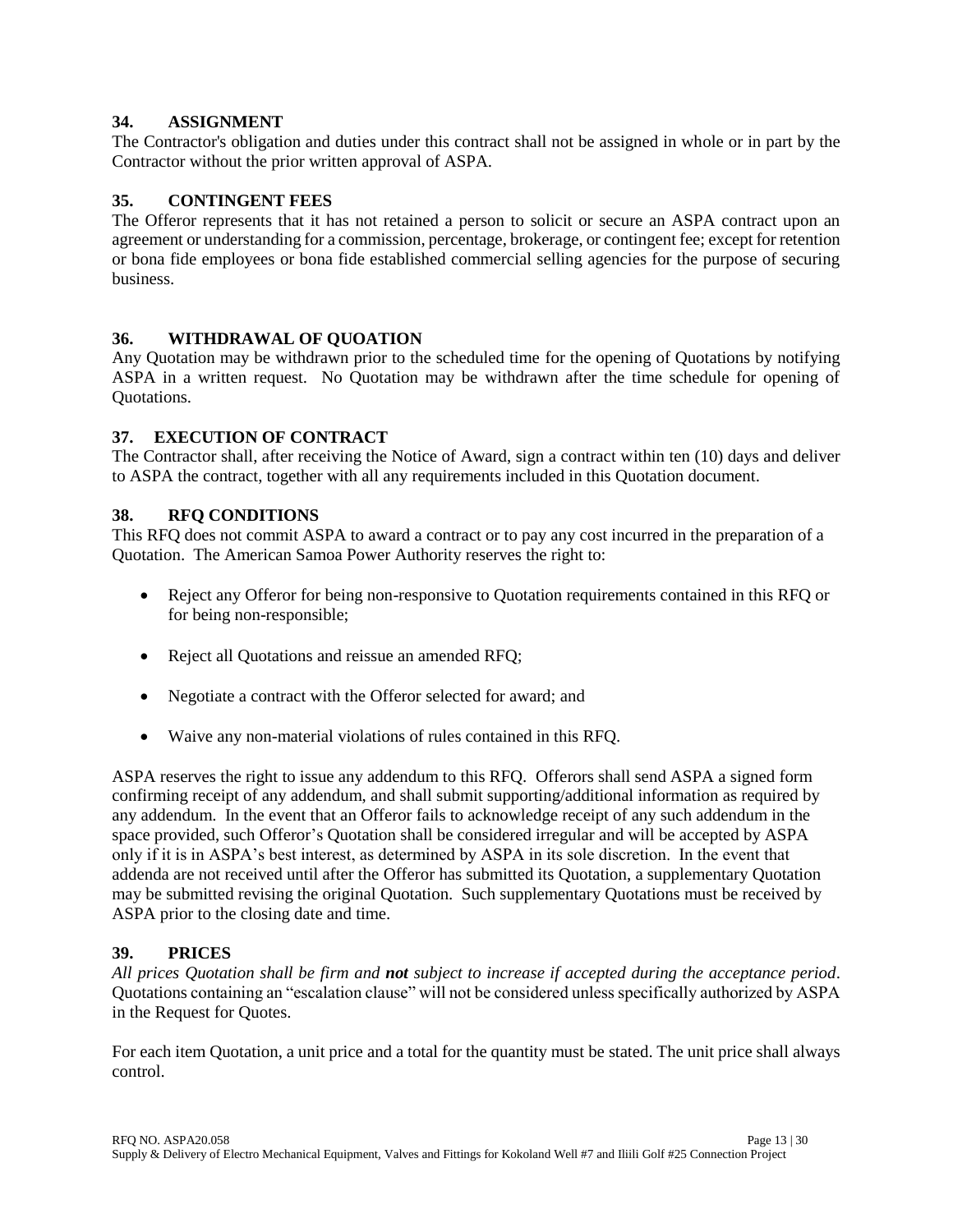## 34. ASSIGNMENT

The Contractor's obligation and duties under this contract shall not be assigned in whole or in part by the Contractor without the prior written approval of ASPA.

## 35. CONTINGENT FEES

The Offeror represents that it has not retained a person to solicit or secure an ASPA contract upon an agreement or understanding for a commission, percentage, brokerage, or contingent fee; except for retention or bona fide employees or bona fide established commercial selling agencies for the purpose of securing business.

## 36. WITHDRAWAL OF QUOATION

Any Quotation may be withdrawn prior to the scheduled time for the opening of Quotations by notifying ASPA in a written request. No Quotation may be withdrawn after the time schedule for opening of Quotations.

## 37. EXECUTION OF CONTRACT

The Contractor shall, after receiving the Notice of Award, sign a contract within ten (10) days and deliver to ASPA the contract, together with all any requirements included in this Quotation document.

## 38. RFQ CONDITIONS

This RFQ does not commit ASPA to award a contract or to pay any cost incurred in the preparation of a Quotation. The American Samoa Power Authority reserves the right to:

- Reject any Offeror for being non-responsive to Quotation requirements contained in this RFQ or for being non-responsible;
- Reject all Quotations and reissue an amended RFQ;
- Negotiate a contract with the Offeror selected for award; and
- Waive any non-material violations of rules contained in this RFQ.

ASPA reserves the right to issue any addendum to this RFQ. Offerors shall send ASPA a signed form confirming receipt of any addendum, and shall submit supporting/additional information as required by any addendum. In the event that an Offeror fails to acknowledge receipt of any such addendum in the space provided, such Offeror's Quotation shall be considered irregular and will be accepted by ASPA only if it is in ASPA's best interest, as determined by ASPA in its sole discretion. In the event that addenda are not received until after the Offeror has submitted its Quotation, a supplementary Quotation may be submitted revising the original Quotation. Such supplementary Quotations must be received by ASPA prior to the closing date and time.

## 39. PRICES

*All prices Quotation shall be firm and **not** subject to increase if accepted during the acceptance period*. Quotations containing an "escalation clause" will not be considered unless specifically authorized by ASPA in the Request for Quotes.

For each item Quotation, a unit price and a total for the quantity must be stated. The unit price shall always control.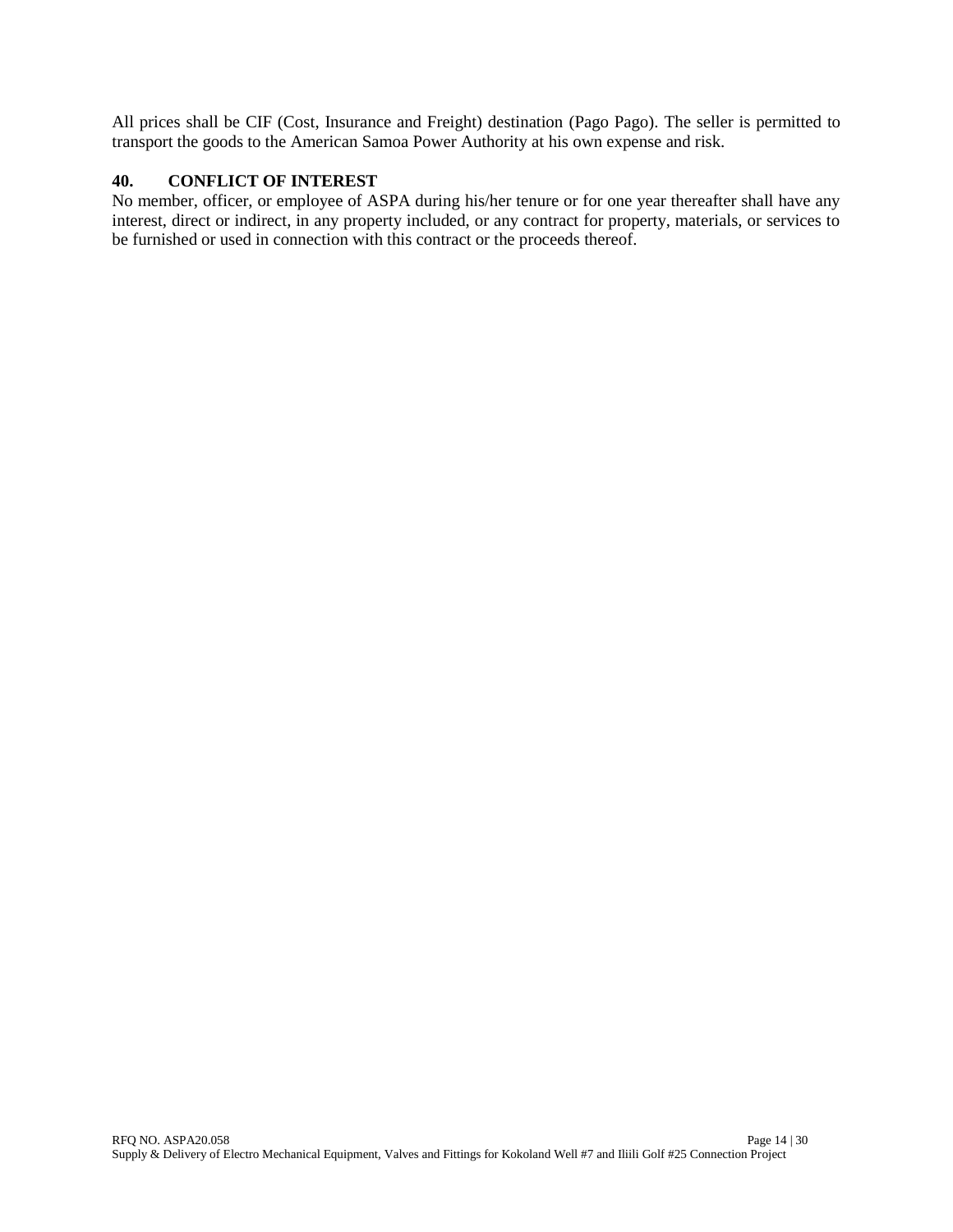All prices shall be CIF (Cost, Insurance and Freight) destination (Pago Pago). The seller is permitted to transport the goods to the American Samoa Power Authority at his own expense and risk.

**40. CONFLICT OF INTEREST**

No member, officer, or employee of ASPA during his/her tenure or for one year thereafter shall have any interest, direct or indirect, in any property included, or any contract for property, materials, or services to be furnished or used in connection with this contract or the proceeds thereof.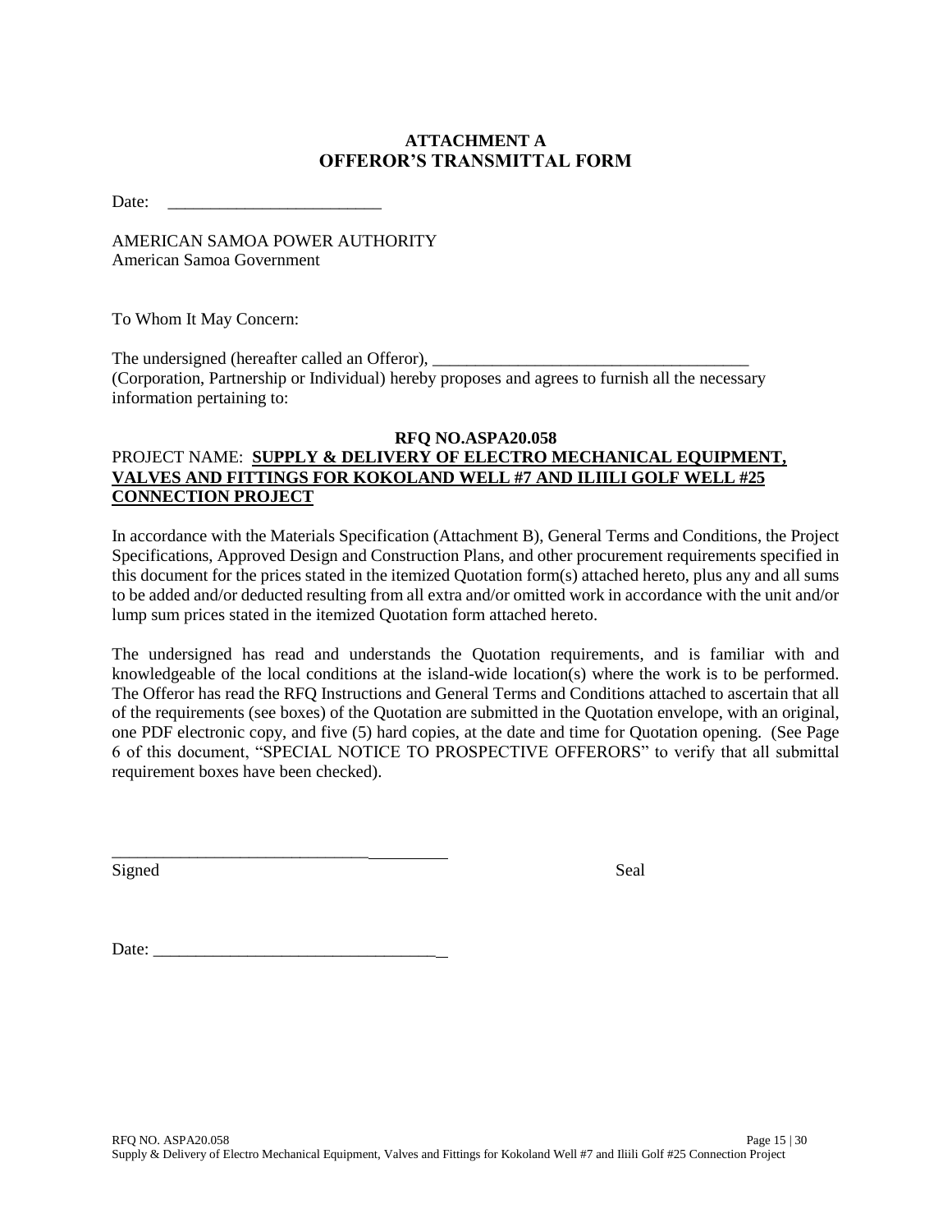## ATTACHMENT A
## OFFEROR'S TRANSMITTAL FORM

Date: ________________________

AMERICAN SAMOA POWER AUTHORITY
American Samoa Government

To Whom It May Concern:

The undersigned (hereafter called an Offeror), ____________________________________
(Corporation, Partnership or Individual) hereby proposes and agrees to furnish all the necessary information pertaining to:

**RFQ NO.ASPA20.058**

PROJECT NAME: **SUPPLY & DELIVERY OF ELECTRO MECHANICAL EQUIPMENT, VALVES AND FITTINGS FOR KOKOLAND WELL #7 AND ILIILI GOLF WELL #25 CONNECTION PROJECT**

In accordance with the Materials Specification (Attachment B), General Terms and Conditions, the Project Specifications, Approved Design and Construction Plans, and other procurement requirements specified in this document for the prices stated in the itemized Quotation form(s) attached hereto, plus any and all sums to be added and/or deducted resulting from all extra and/or omitted work in accordance with the unit and/or lump sum prices stated in the itemized Quotation form attached hereto.

The undersigned has read and understands the Quotation requirements, and is familiar with and knowledgeable of the local conditions at the island-wide location(s) where the work is to be performed. The Offeror has read the RFQ Instructions and General Terms and Conditions attached to ascertain that all of the requirements (see boxes) of the Quotation are submitted in the Quotation envelope, with an original, one PDF electronic copy, and five (5) hard copies, at the date and time for Quotation opening. (See Page 6 of this document, "SPECIAL NOTICE TO PROSPECTIVE OFFERORS" to verify that all submittal requirement boxes have been checked).

_______________________________________
Signed                                                                                    Seal

Date: ________________________________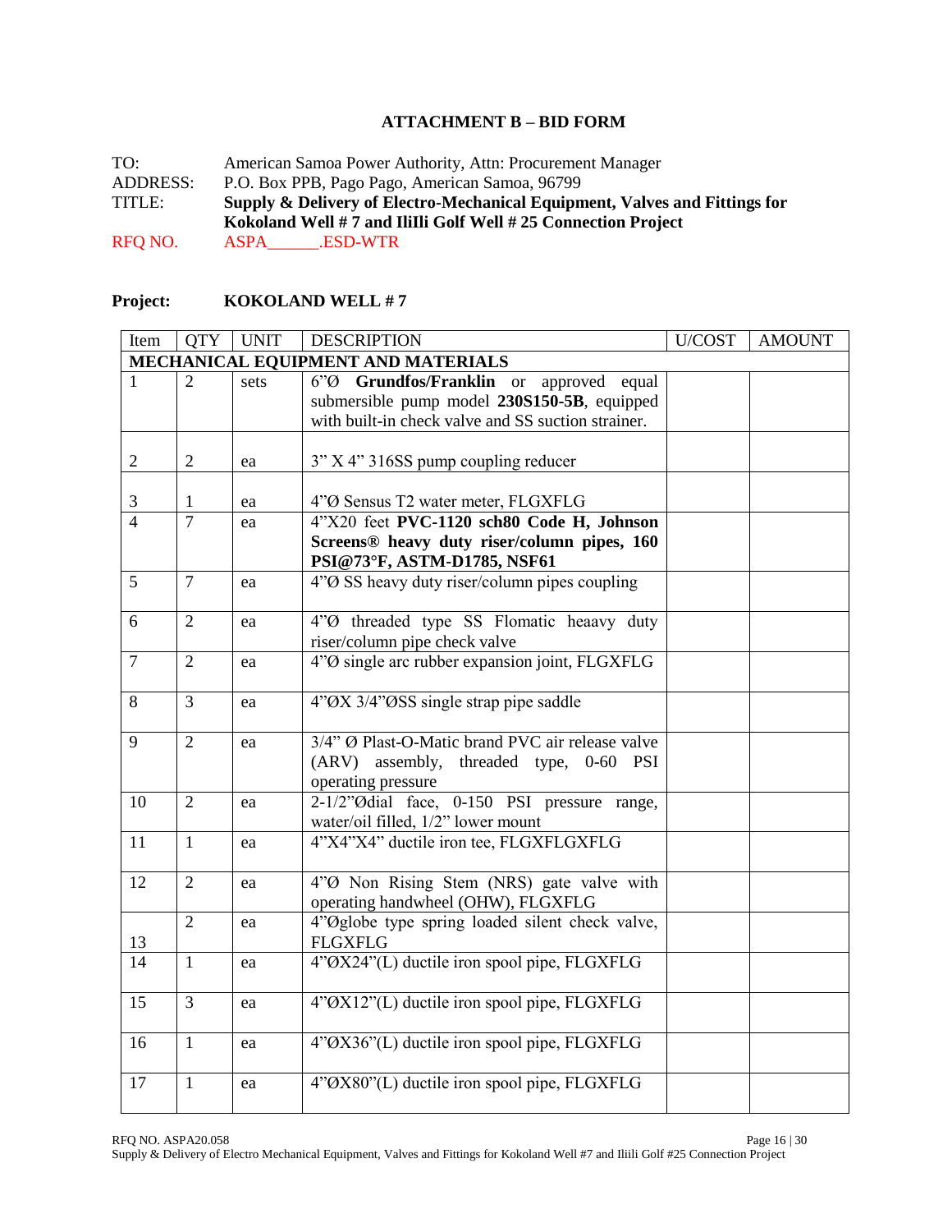## ATTACHMENT B – BID FORM

TO: American Samoa Power Authority, Attn: Procurement Manager
ADDRESS: P.O. Box PPB, Pago Pago, American Samoa, 96799
TITLE: **Supply & Delivery of Electro-Mechanical Equipment, Valves and Fittings for Kokoland Well # 7 and IliIli Golf Well # 25 Connection Project**
RFQ NO. ASPA______.ESD-WTR

**Project: KOKOLAND WELL # 7**

| Item | QTY | UNIT | DESCRIPTION | U/COST | AMOUNT |
|---|---|---|---|---|---|
| **MECHANICAL EQUIPMENT AND MATERIALS** | | | | | |
| 1 | 2 | sets | 6"Ø **Grundfos/Franklin** or approved equal submersible pump model **230S150-5B**, equipped with built-in check valve and SS suction strainer. | | |
| 2 | 2 | ea | 3" X 4" 316SS pump coupling reducer | | |
| 3 | 1 | ea | 4"Ø Sensus T2 water meter, FLGXFLG | | |
| 4 | 7 | ea | 4"X20 feet **PVC-1120 sch80 Code H, Johnson Screens® heavy duty riser/column pipes, 160 PSI@73°F, ASTM-D1785, NSF61** | | |
| 5 | 7 | ea | 4"Ø SS heavy duty riser/column pipes coupling | | |
| 6 | 2 | ea | 4"Ø threaded type SS Flomatic heaavy duty riser/column pipe check valve | | |
| 7 | 2 | ea | 4"Ø single arc rubber expansion joint, FLGXFLG | | |
| 8 | 3 | ea | 4"ØX 3/4"ØSS single strap pipe saddle | | |
| 9 | 2 | ea | 3/4" Ø Plast-O-Matic brand PVC air release valve (ARV) assembly, threaded type, 0-60 PSI operating pressure | | |
| 10 | 2 | ea | 2-1/2"Ødial face, 0-150 PSI pressure range, water/oil filled, 1/2" lower mount | | |
| 11 | 1 | ea | 4"X4"X4" ductile iron tee, FLGXFLGXFLG | | |
| 12 | 2 | ea | 4"Ø Non Rising Stem (NRS) gate valve with operating handwheel (OHW), FLGXFLG | | |
| 13 | 2 | ea | 4"Øglobe type spring loaded silent check valve, FLGXFLG | | |
| 14 | 1 | ea | 4"ØX24"(L) ductile iron spool pipe, FLGXFLG | | |
| 15 | 3 | ea | 4"ØX12"(L) ductile iron spool pipe, FLGXFLG | | |
| 16 | 1 | ea | 4"ØX36"(L) ductile iron spool pipe, FLGXFLG | | |
| 17 | 1 | ea | 4"ØX80"(L) ductile iron spool pipe, FLGXFLG | | |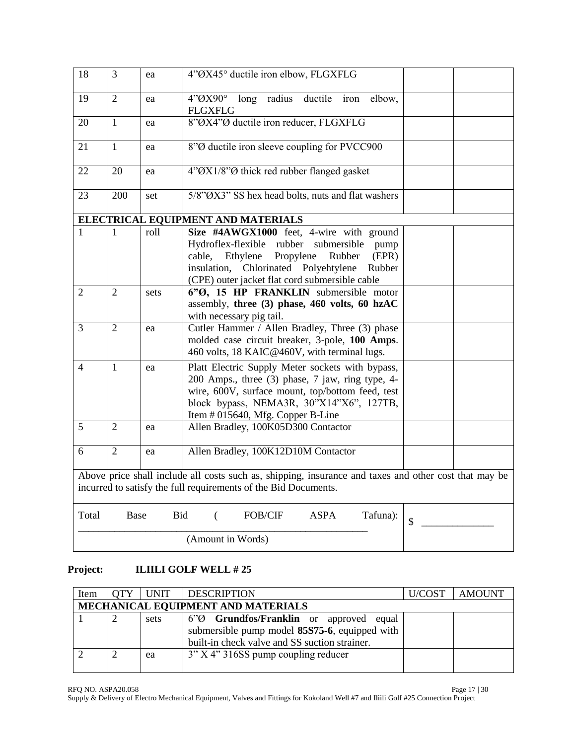| | | | | | |
|---|---|---|---|---|---|
| 18 | 3 | ea | 4"ØX45° ductile iron elbow, FLGXFLG | | |
| 19 | 2 | ea | 4"ØX90° long radius ductile iron elbow, FLGXFLG | | |
| 20 | 1 | ea | 8"ØX4"Ø ductile iron reducer, FLGXFLG | | |
| 21 | 1 | ea | 8"Ø ductile iron sleeve coupling for PVCC900 | | |
| 22 | 20 | ea | 4"ØX1/8"Ø thick red rubber flanged gasket | | |
| 23 | 200 | set | 5/8"ØX3" SS hex head bolts, nuts and flat washers | | |
| **ELECTRICAL EQUIPMENT AND MATERIALS** | | | | | |
| 1 | 1 | roll | **Size #4AWGX1000** feet, 4-wire with ground Hydroflex-flexible rubber submersible pump cable, Ethylene Propylene Rubber (EPR) insulation, Chlorinated Polyehtylene Rubber (CPE) outer jacket flat cord submersible cable | | |
| 2 | 2 | sets | **6"Ø, 15 HP FRANKLIN** submersible motor assembly, **three (3) phase, 460 volts, 60 hzAC** with necessary pig tail. | | |
| 3 | 2 | ea | Cutler Hammer / Allen Bradley, Three (3) phase molded case circuit breaker, 3-pole, **100 Amps**. 460 volts, 18 KAIC@460V, with terminal lugs. | | |
| 4 | 1 | ea | Platt Electric Supply Meter sockets with bypass, 200 Amps., three (3) phase, 7 jaw, ring type, 4-wire, 600V, surface mount, top/bottom feed, test block bypass, NEMA3R, 30"X14"X6", 127TB, Item # 015640, Mfg. Copper B-Line | | |
| 5 | 2 | ea | Allen Bradley, 100K05D300 Contactor | | |
| 6 | 2 | ea | Allen Bradley, 100K12D10M Contactor | | |
| Above price shall include all costs such as, shipping, insurance and taxes and other cost that may be incurred to satisfy the full requirements of the Bid Documents. | | | | | |
| Total Base Bid ( FOB/CIF ASPA Tafuna): ______________________________ (Amount in Words) | | | | $ ______________ | |

**Project: ILIILI GOLF WELL # 25**

| Item | QTY | UNIT | DESCRIPTION | U/COST | AMOUNT |
|---|---|---|---|---|---|
| **MECHANICAL EQUIPMENT AND MATERIALS** | | | | | |
| 1 | 2 | sets | 6"Ø **Grundfos/Franklin** or approved equal submersible pump model **85S75-6**, equipped with built-in check valve and SS suction strainer. | | |
| 2 | 2 | ea | 3" X 4" 316SS pump coupling reducer | | |

RFQ NO. ASPA20.058

Supply & Delivery of Electro Mechanical Equipment, Valves and Fittings for Kokoland Well #7 and Iliili Golf #25 Connection Project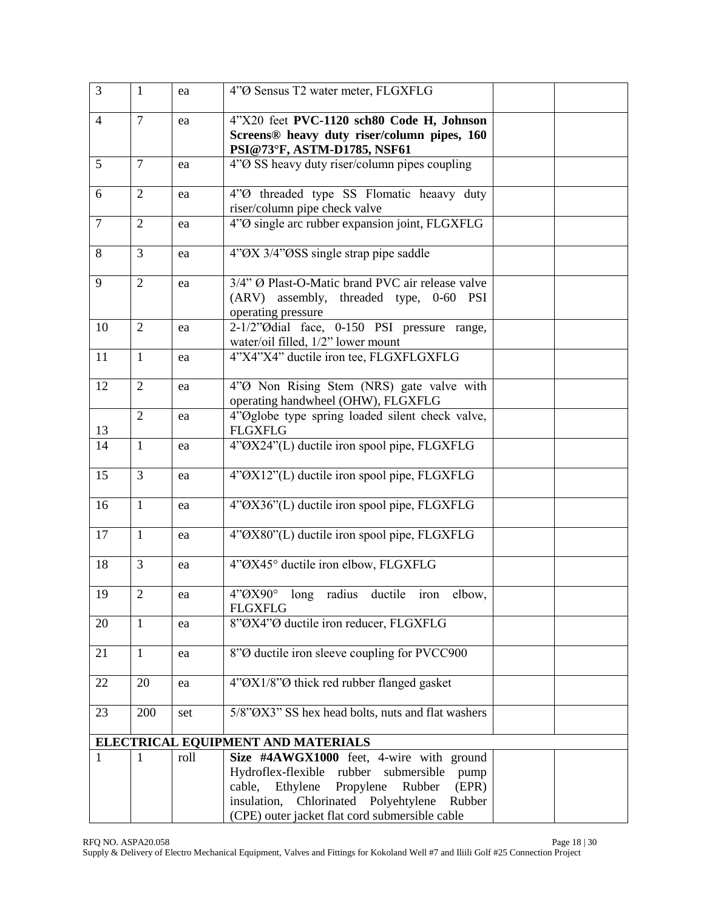| 3 | 1 | ea | 4"Ø Sensus T2 water meter, FLGXFLG | | |
|---|---|---|---|---|---|
| 4 | 7 | ea | 4"X20 feet **PVC-1120 sch80 Code H, Johnson Screens® heavy duty riser/column pipes, 160 PSI@73°F, ASTM-D1785, NSF61** | | |
| 5 | 7 | ea | 4"Ø SS heavy duty riser/column pipes coupling | | |
| 6 | 2 | ea | 4"Ø threaded type SS Flomatic heaavy duty riser/column pipe check valve | | |
| 7 | 2 | ea | 4"Ø single arc rubber expansion joint, FLGXFLG | | |
| 8 | 3 | ea | 4"ØX 3/4"ØSS single strap pipe saddle | | |
| 9 | 2 | ea | 3/4" Ø Plast-O-Matic brand PVC air release valve (ARV) assembly, threaded type, 0-60 PSI operating pressure | | |
| 10 | 2 | ea | 2-1/2"Ødial face, 0-150 PSI pressure range, water/oil filled, 1/2" lower mount | | |
| 11 | 1 | ea | 4"X4"X4" ductile iron tee, FLGXFLGXFLG | | |
| 12 | 2 | ea | 4"Ø Non Rising Stem (NRS) gate valve with operating handwheel (OHW), FLGXFLG | | |
| 13 | 2 | ea | 4"Øglobe type spring loaded silent check valve, FLGXFLG | | |
| 14 | 1 | ea | 4"ØX24"(L) ductile iron spool pipe, FLGXFLG | | |
| 15 | 3 | ea | 4"ØX12"(L) ductile iron spool pipe, FLGXFLG | | |
| 16 | 1 | ea | 4"ØX36"(L) ductile iron spool pipe, FLGXFLG | | |
| 17 | 1 | ea | 4"ØX80"(L) ductile iron spool pipe, FLGXFLG | | |
| 18 | 3 | ea | 4"ØX45° ductile iron elbow, FLGXFLG | | |
| 19 | 2 | ea | 4"ØX90° long radius ductile iron elbow, FLGXFLG | | |
| 20 | 1 | ea | 8"ØX4"Ø ductile iron reducer, FLGXFLG | | |
| 21 | 1 | ea | 8"Ø ductile iron sleeve coupling for PVCC900 | | |
| 22 | 20 | ea | 4"ØX1/8"Ø thick red rubber flanged gasket | | |
| 23 | 200 | set | 5/8"ØX3" SS hex head bolts, nuts and flat washers | | |
| **ELECTRICAL EQUIPMENT AND MATERIALS** | | | | | |
| 1 | 1 | roll | **Size #4AWGX1000** feet, 4-wire with ground Hydroflex-flexible rubber submersible pump cable, Ethylene Propylene Rubber (EPR) insulation, Chlorinated Polyehtylene Rubber (CPE) outer jacket flat cord submersible cable | | |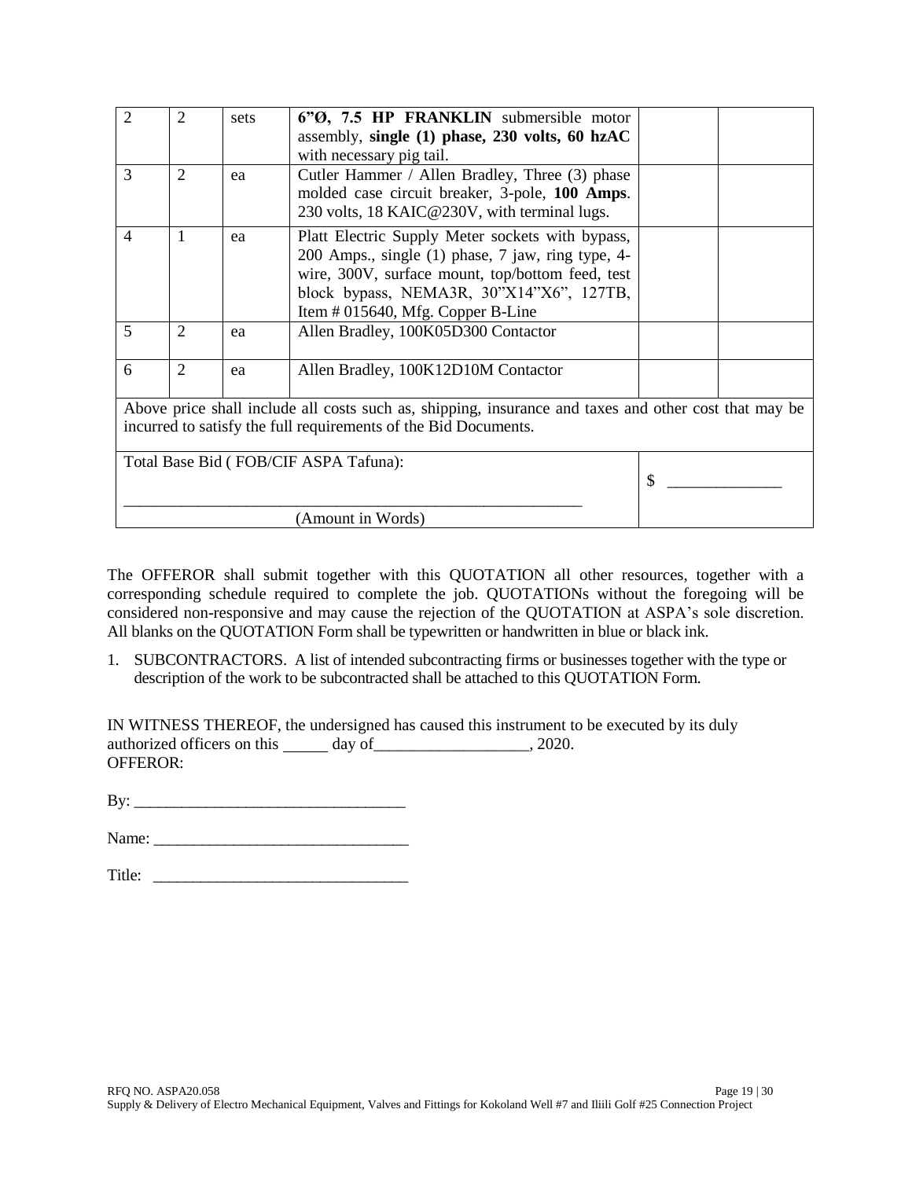| 2 | 2 | sets | **6"Ø, 7.5 HP FRANKLIN** submersible motor assembly, **single (1) phase, 230 volts, 60 hzAC** with necessary pig tail. | | |
|---|---|---|---|---|---|
| 3 | 2 | ea | Cutler Hammer / Allen Bradley, Three (3) phase molded case circuit breaker, 3-pole, **100 Amps**. 230 volts, 18 KAIC@230V, with terminal lugs. | | |
| 4 | 1 | ea | Platt Electric Supply Meter sockets with bypass, 200 Amps., single (1) phase, 7 jaw, ring type, 4-wire, 300V, surface mount, top/bottom feed, test block bypass, NEMA3R, 30"X14"X6", 127TB, Item # 015640, Mfg. Copper B-Line | | |
| 5 | 2 | ea | Allen Bradley, 100K05D300 Contactor | | |
| 6 | 2 | ea | Allen Bradley, 100K12D10M Contactor | | |
| Above price shall include all costs such as, shipping, insurance and taxes and other cost that may be incurred to satisfy the full requirements of the Bid Documents. | | | | | |
| Total Base Bid ( FOB/CIF ASPA Tafuna): ____________________________________________ (Amount in Words) | | | | $ ____________ | |

The OFFEROR shall submit together with this QUOTATION all other resources, together with a corresponding schedule required to complete the job. QUOTATIONs without the foregoing will be considered non-responsive and may cause the rejection of the QUOTATION at ASPA's sole discretion. All blanks on the QUOTATION Form shall be typewritten or handwritten in blue or black ink.

1. SUBCONTRACTORS. A list of intended subcontracting firms or businesses together with the type or description of the work to be subcontracted shall be attached to this QUOTATION Form.

IN WITNESS THEREOF, the undersigned has caused this instrument to be executed by its duly authorized officers on this _____ day of___________________, 2020.
OFFEROR:

By: ________________________________

Name: ______________________________

Title: ______________________________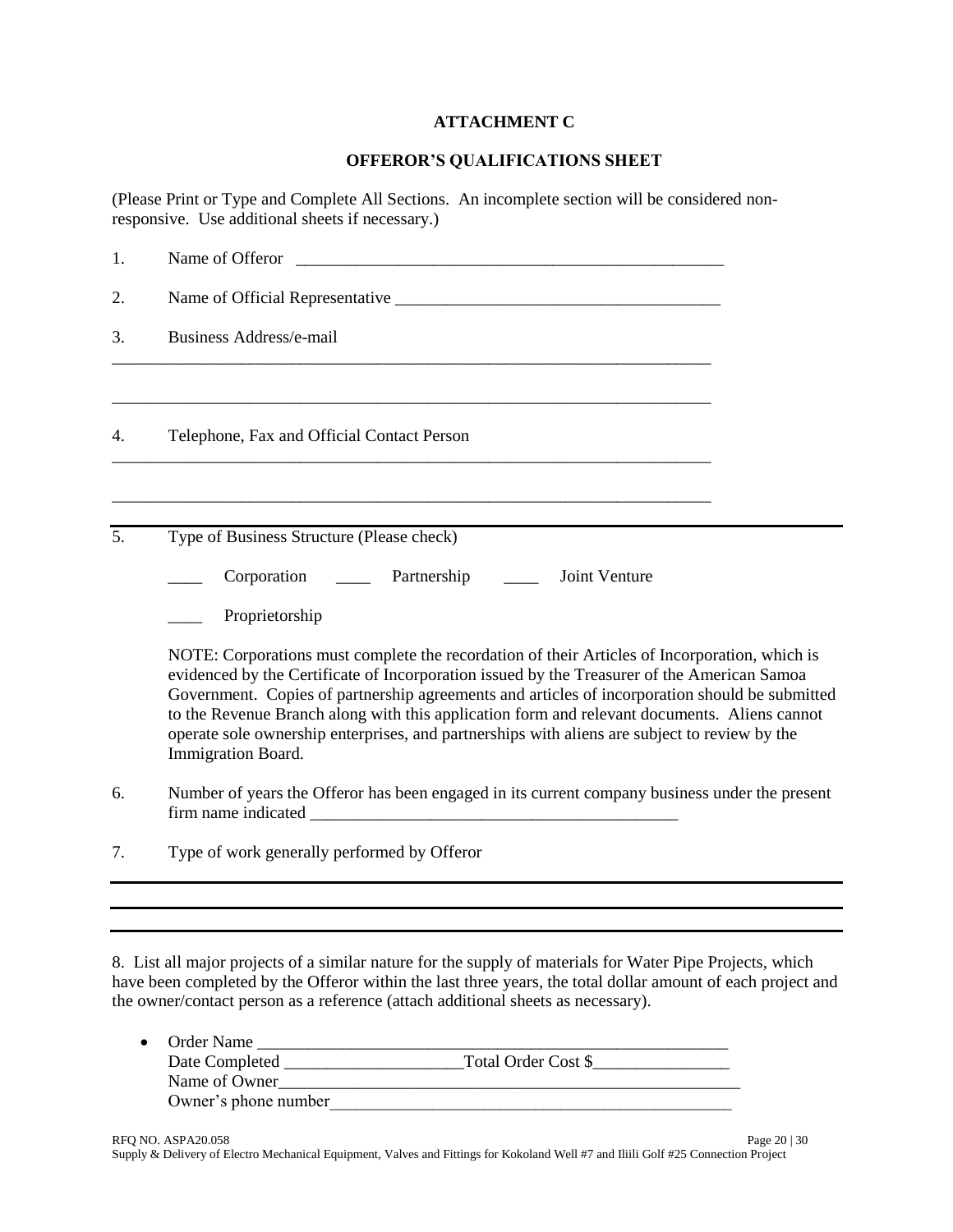**ATTACHMENT C**

**OFFEROR'S QUALIFICATIONS SHEET**

(Please Print or Type and Complete All Sections. An incomplete section will be considered non-responsive. Use additional sheets if necessary.)

1. Name of Offeror ____________________________________________________

2. Name of Official Representative ______________________________________

3. Business Address/e-mail

_________________________________________________________________________

_________________________________________________________________________

4. Telephone, Fax and Official Contact Person

_________________________________________________________________________

_________________________________________________________________________

5. Type of Business Structure (Please check)

____ Corporation ____ Partnership ____ Joint Venture

____ Proprietorship

NOTE: Corporations must complete the recordation of their Articles of Incorporation, which is evidenced by the Certificate of Incorporation issued by the Treasurer of the American Samoa Government. Copies of partnership agreements and articles of incorporation should be submitted to the Revenue Branch along with this application form and relevant documents. Aliens cannot operate sole ownership enterprises, and partnerships with aliens are subject to review by the Immigration Board.

6. Number of years the Offeror has been engaged in its current company business under the present firm name indicated _____________________________________________

7. Type of work generally performed by Offeror

_________________________________________________________________________

_________________________________________________________________________

8. List all major projects of a similar nature for the supply of materials for Water Pipe Projects, which have been completed by the Offeror within the last three years, the total dollar amount of each project and the owner/contact person as a reference (attach additional sheets as necessary).

- Order Name ___________________________________________________________
  Date Completed _____________________Total Order Cost $________________
  Name of Owner_________________________________________________________
  Owner's phone number___________________________________________________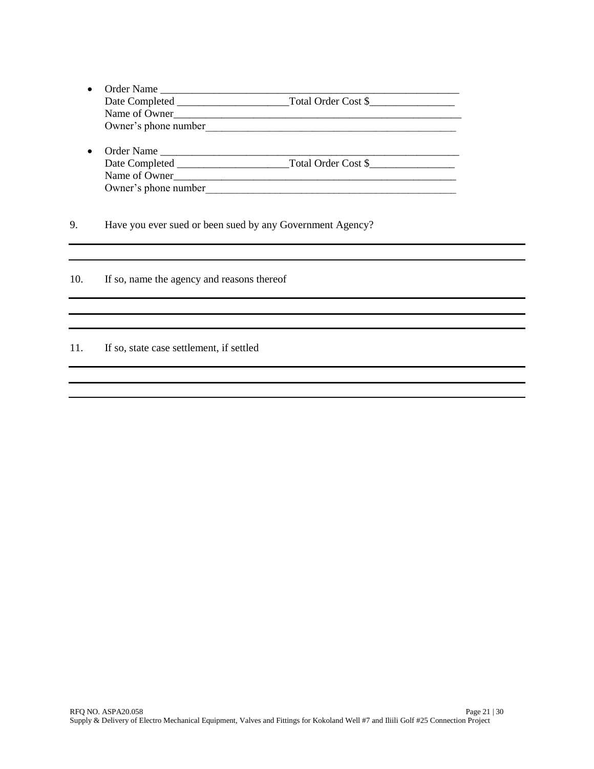- Order Name ___________________________________________________________
  Date Completed _____________________Total Order Cost $________________
  Name of Owner_________________________________________________________
  Owner's phone number___________________________________________________

- Order Name ___________________________________________________________
  Date Completed _____________________Total Order Cost $________________
  Name of Owner_________________________________________________________
  Owner's phone number___________________________________________________

9. Have you ever sued or been sued by any Government Agency?

______________________________________________________________________________

______________________________________________________________________________

10. If so, name the agency and reasons thereof

______________________________________________________________________________

______________________________________________________________________________

______________________________________________________________________________

11. If so, state case settlement, if settled

______________________________________________________________________________

______________________________________________________________________________

______________________________________________________________________________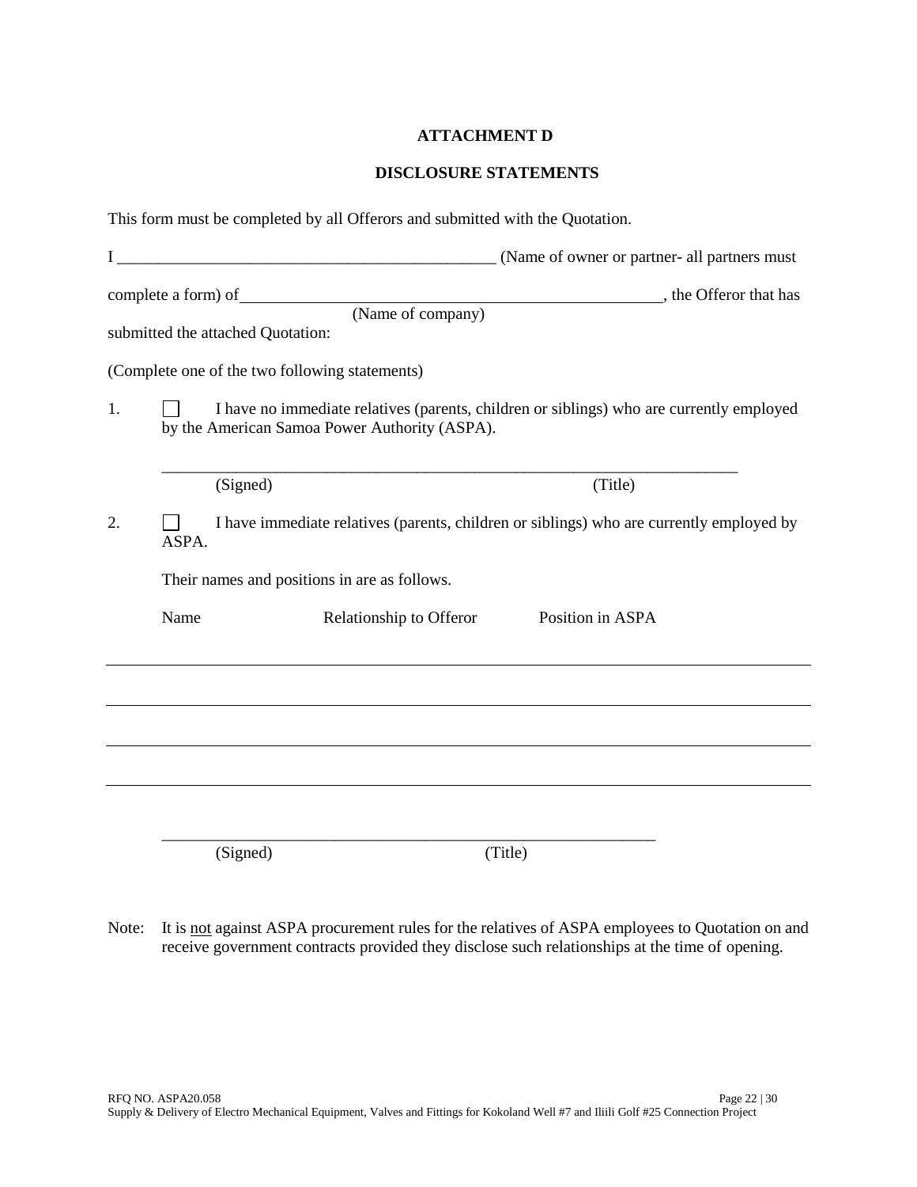# ATTACHMENT D

## DISCLOSURE STATEMENTS

This form must be completed by all Offerors and submitted with the Quotation.

I _____________________________________________ (Name of owner or partner- all partners must complete a form) of ____________________________________________, the Offeror that has
(Name of company)
submitted the attached Quotation:

(Complete one of the two following statements)

1. ☐ I have no immediate relatives (parents, children or siblings) who are currently employed by the American Samoa Power Authority (ASPA).

   ______________________________________________________________________
   (Signed) (Title)

2. ☐ I have immediate relatives (parents, children or siblings) who are currently employed by ASPA.

   Their names and positions in are as follows.

| Name | Relationship to Offeror | Position in ASPA |
|---|---|---|
| | | |
| | | |
| | | |
| | | |

   ______________________________________________________________
   (Signed) (Title)

Note: It is not against ASPA procurement rules for the relatives of ASPA employees to Quotation on and receive government contracts provided they disclose such relationships at the time of opening.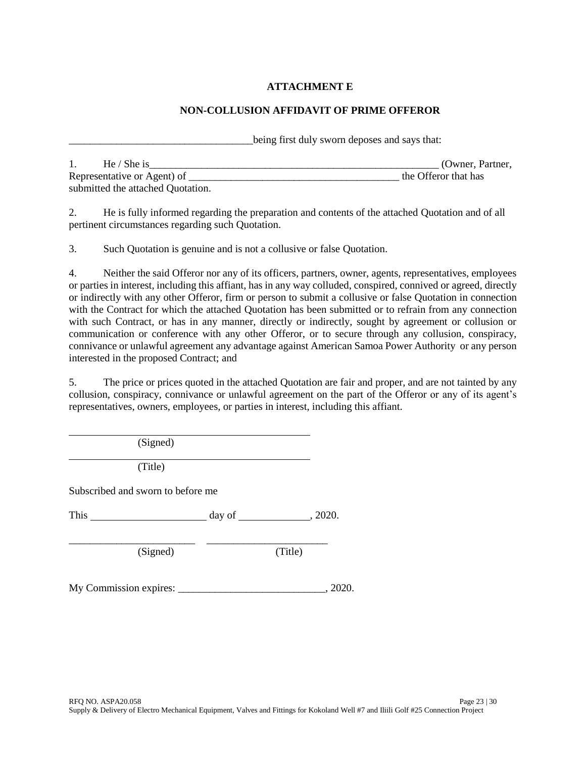**ATTACHMENT E**

**NON-COLLUSION AFFIDAVIT OF PRIME OFFEROR**

___________________________________being first duly sworn deposes and says that:

1. He / She is________________________________________________________ (Owner, Partner, Representative or Agent) of _______________________________________ the Offeror that has submitted the attached Quotation.

2. He is fully informed regarding the preparation and contents of the attached Quotation and of all pertinent circumstances regarding such Quotation.

3. Such Quotation is genuine and is not a collusive or false Quotation.

4. Neither the said Offeror nor any of its officers, partners, owner, agents, representatives, employees or parties in interest, including this affiant, has in any way colluded, conspired, connived or agreed, directly or indirectly with any other Offeror, firm or person to submit a collusive or false Quotation in connection with the Contract for which the attached Quotation has been submitted or to refrain from any connection with such Contract, or has in any manner, directly or indirectly, sought by agreement or collusion or communication or conference with any other Offeror, or to secure through any collusion, conspiracy, connivance or unlawful agreement any advantage against American Samoa Power Authority or any person interested in the proposed Contract; and

5. The price or prices quoted in the attached Quotation are fair and proper, and are not tainted by any collusion, conspiracy, connivance or unlawful agreement on the part of the Offeror or any of its agent's representatives, owners, employees, or parties in interest, including this affiant.

_____________________________________________
(Signed)

_____________________________________________
(Title)

Subscribed and sworn to before me

This ______________________ day of ______________, 2020.

________________________ ______________________
(Signed) (Title)

My Commission expires: ____________________________, 2020.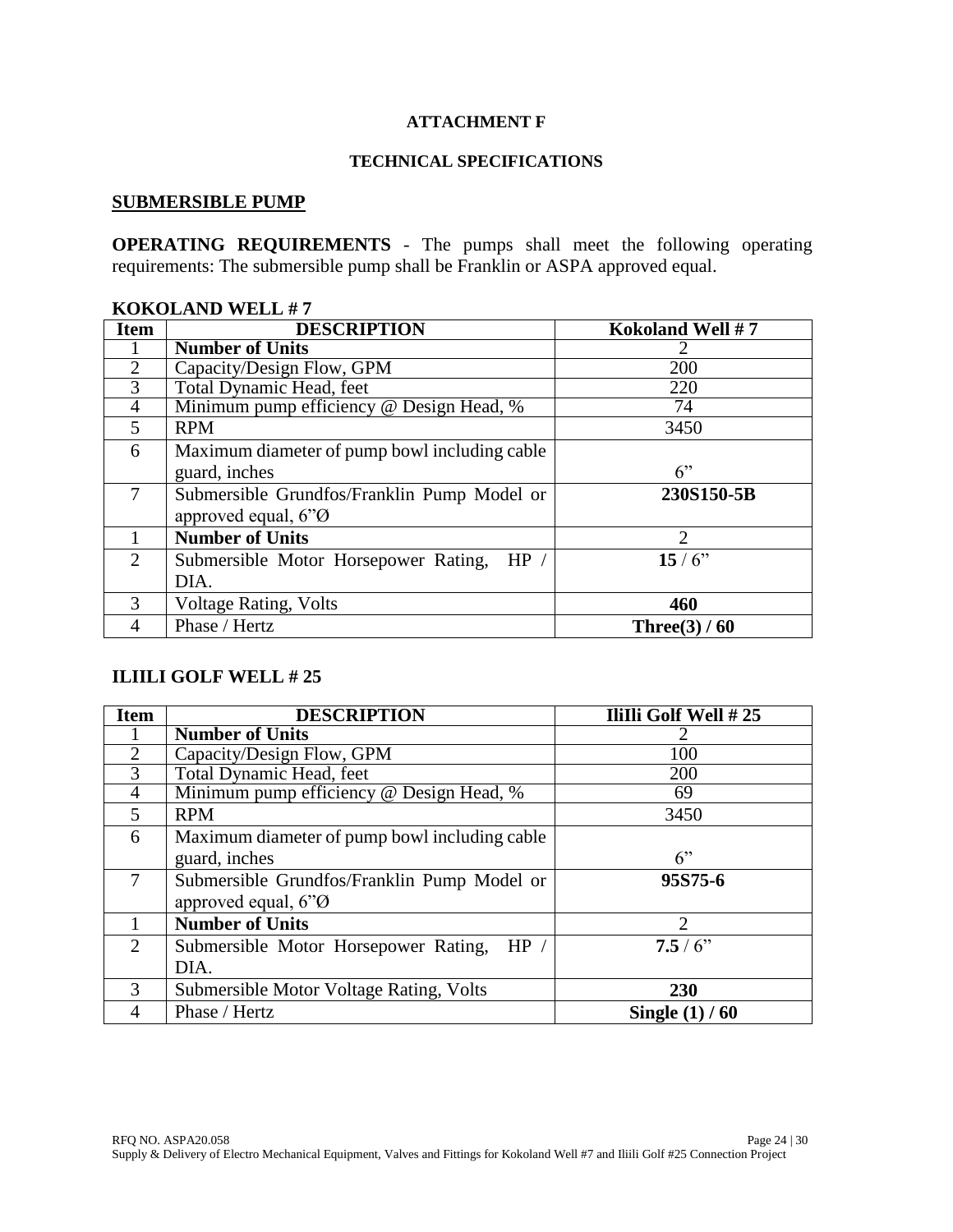**ATTACHMENT F**

**TECHNICAL SPECIFICATIONS**

## SUBMERSIBLE PUMP

**OPERATING REQUIREMENTS** - The pumps shall meet the following operating requirements: The submersible pump shall be Franklin or ASPA approved equal.

### KOKOLAND WELL # 7

| Item | DESCRIPTION | Kokoland Well # 7 |
|---|---|---|
| 1 | **Number of Units** | 2 |
| 2 | Capacity/Design Flow, GPM | 200 |
| 3 | Total Dynamic Head, feet | 220 |
| 4 | Minimum pump efficiency @ Design Head, % | 74 |
| 5 | RPM | 3450 |
| 6 | Maximum diameter of pump bowl including cable guard, inches | 6" |
| 7 | Submersible Grundfos/Franklin Pump Model or approved equal, 6"Ø | **230S150-5B** |
| 1 | **Number of Units** | 2 |
| 2 | Submersible Motor Horsepower Rating, HP / DIA. | **15** / 6" |
| 3 | Voltage Rating, Volts | **460** |
| 4 | Phase / Hertz | **Three(3) / 60** |

### ILIILI GOLF WELL # 25

| Item | DESCRIPTION | IliIli Golf Well # 25 |
|---|---|---|
| 1 | **Number of Units** | 2 |
| 2 | Capacity/Design Flow, GPM | 100 |
| 3 | Total Dynamic Head, feet | 200 |
| 4 | Minimum pump efficiency @ Design Head, % | 69 |
| 5 | RPM | 3450 |
| 6 | Maximum diameter of pump bowl including cable guard, inches | 6" |
| 7 | Submersible Grundfos/Franklin Pump Model or approved equal, 6"Ø | **95S75-6** |
| 1 | **Number of Units** | 2 |
| 2 | Submersible Motor Horsepower Rating, HP / DIA. | **7.5** / 6" |
| 3 | Submersible Motor Voltage Rating, Volts | **230** |
| 4 | Phase / Hertz | **Single (1) / 60** |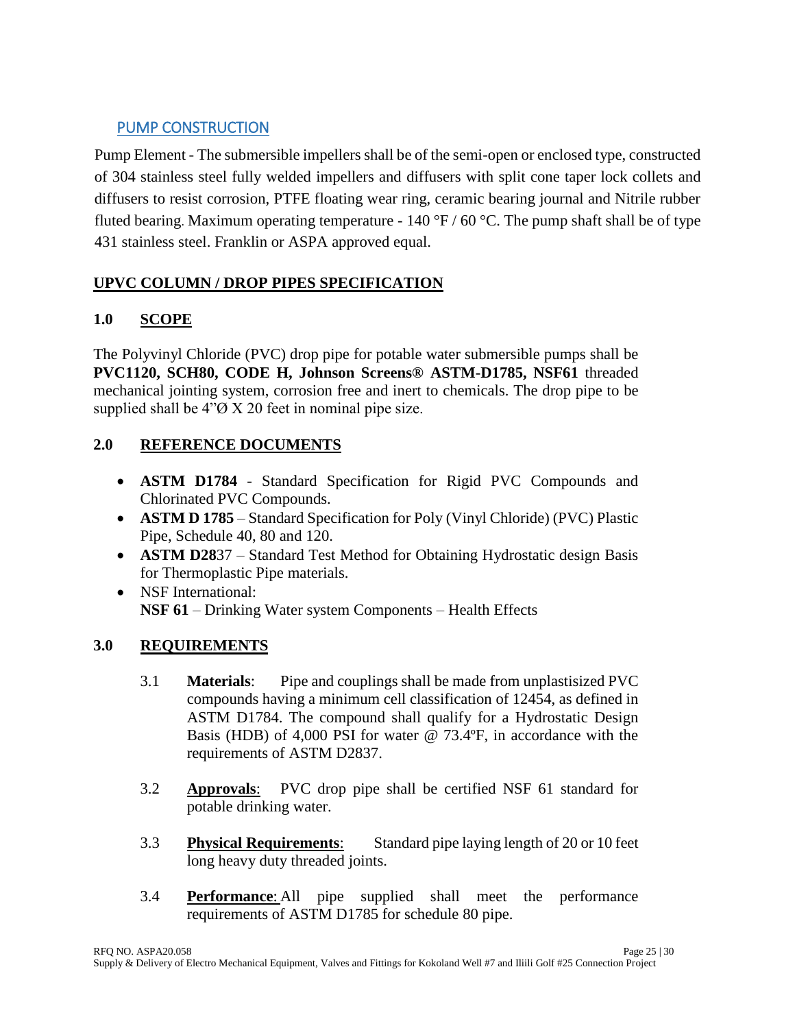## PUMP CONSTRUCTION

Pump Element - The submersible impellers shall be of the semi-open or enclosed type, constructed of 304 stainless steel fully welded impellers and diffusers with split cone taper lock collets and diffusers to resist corrosion, PTFE floating wear ring, ceramic bearing journal and Nitrile rubber fluted bearing. Maximum operating temperature - 140 °F / 60 °C. The pump shaft shall be of type 431 stainless steel. Franklin or ASPA approved equal.

## UPVC COLUMN / DROP PIPES SPECIFICATION

### 1.0 SCOPE

The Polyvinyl Chloride (PVC) drop pipe for potable water submersible pumps shall be **PVC1120, SCH80, CODE H, Johnson Screens® ASTM-D1785, NSF61** threaded mechanical jointing system, corrosion free and inert to chemicals. The drop pipe to be supplied shall be 4"Ø X 20 feet in nominal pipe size.

### 2.0 REFERENCE DOCUMENTS

- **ASTM D1784** - Standard Specification for Rigid PVC Compounds and Chlorinated PVC Compounds.
- **ASTM D 1785** – Standard Specification for Poly (Vinyl Chloride) (PVC) Plastic Pipe, Schedule 40, 80 and 120.
- **ASTM D28**37 – Standard Test Method for Obtaining Hydrostatic design Basis for Thermoplastic Pipe materials.
- NSF International:
  **NSF 61** – Drinking Water system Components – Health Effects

### 3.0 REQUIREMENTS

3.1 **Materials**: Pipe and couplings shall be made from unplastisized PVC compounds having a minimum cell classification of 12454, as defined in ASTM D1784. The compound shall qualify for a Hydrostatic Design Basis (HDB) of 4,000 PSI for water @ 73.4ºF, in accordance with the requirements of ASTM D2837.

3.2 **Approvals**: PVC drop pipe shall be certified NSF 61 standard for potable drinking water.

3.3 **Physical Requirements**: Standard pipe laying length of 20 or 10 feet long heavy duty threaded joints.

3.4 **Performance**: All pipe supplied shall meet the performance requirements of ASTM D1785 for schedule 80 pipe.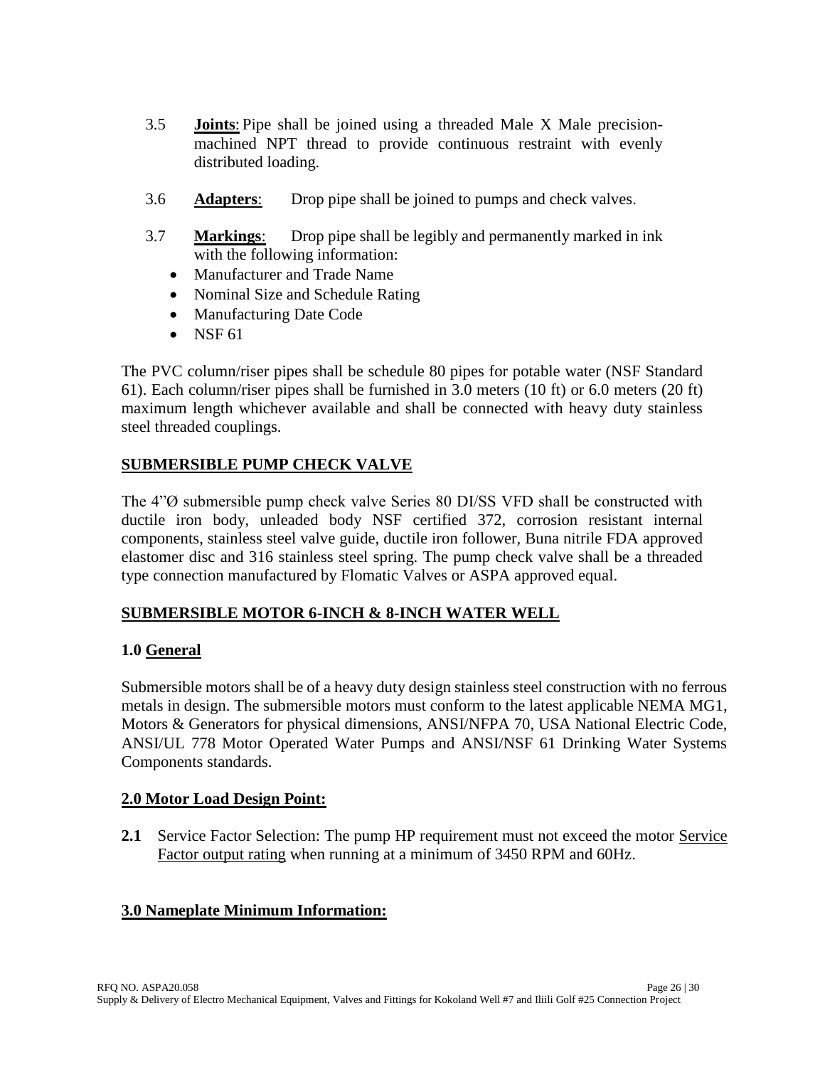3.5 **Joints**: Pipe shall be joined using a threaded Male X Male precision-machined NPT thread to provide continuous restraint with evenly distributed loading.

3.6 **Adapters**: Drop pipe shall be joined to pumps and check valves.

3.7 **Markings**: Drop pipe shall be legibly and permanently marked in ink with the following information:

- Manufacturer and Trade Name
- Nominal Size and Schedule Rating
- Manufacturing Date Code
- NSF 61

The PVC column/riser pipes shall be schedule 80 pipes for potable water (NSF Standard 61). Each column/riser pipes shall be furnished in 3.0 meters (10 ft) or 6.0 meters (20 ft) maximum length whichever available and shall be connected with heavy duty stainless steel threaded couplings.

## SUBMERSIBLE PUMP CHECK VALVE

The 4"Ø submersible pump check valve Series 80 DI/SS VFD shall be constructed with ductile iron body, unleaded body NSF certified 372, corrosion resistant internal components, stainless steel valve guide, ductile iron follower, Buna nitrile FDA approved elastomer disc and 316 stainless steel spring. The pump check valve shall be a threaded type connection manufactured by Flomatic Valves or ASPA approved equal.

## SUBMERSIBLE MOTOR 6-INCH & 8-INCH WATER WELL

### 1.0 General

Submersible motors shall be of a heavy duty design stainless steel construction with no ferrous metals in design. The submersible motors must conform to the latest applicable NEMA MG1, Motors & Generators for physical dimensions, ANSI/NFPA 70, USA National Electric Code, ANSI/UL 778 Motor Operated Water Pumps and ANSI/NSF 61 Drinking Water Systems Components standards.

### 2.0 Motor Load Design Point:

**2.1** Service Factor Selection: The pump HP requirement must not exceed the motor Service Factor output rating when running at a minimum of 3450 RPM and 60Hz.

### 3.0 Nameplate Minimum Information: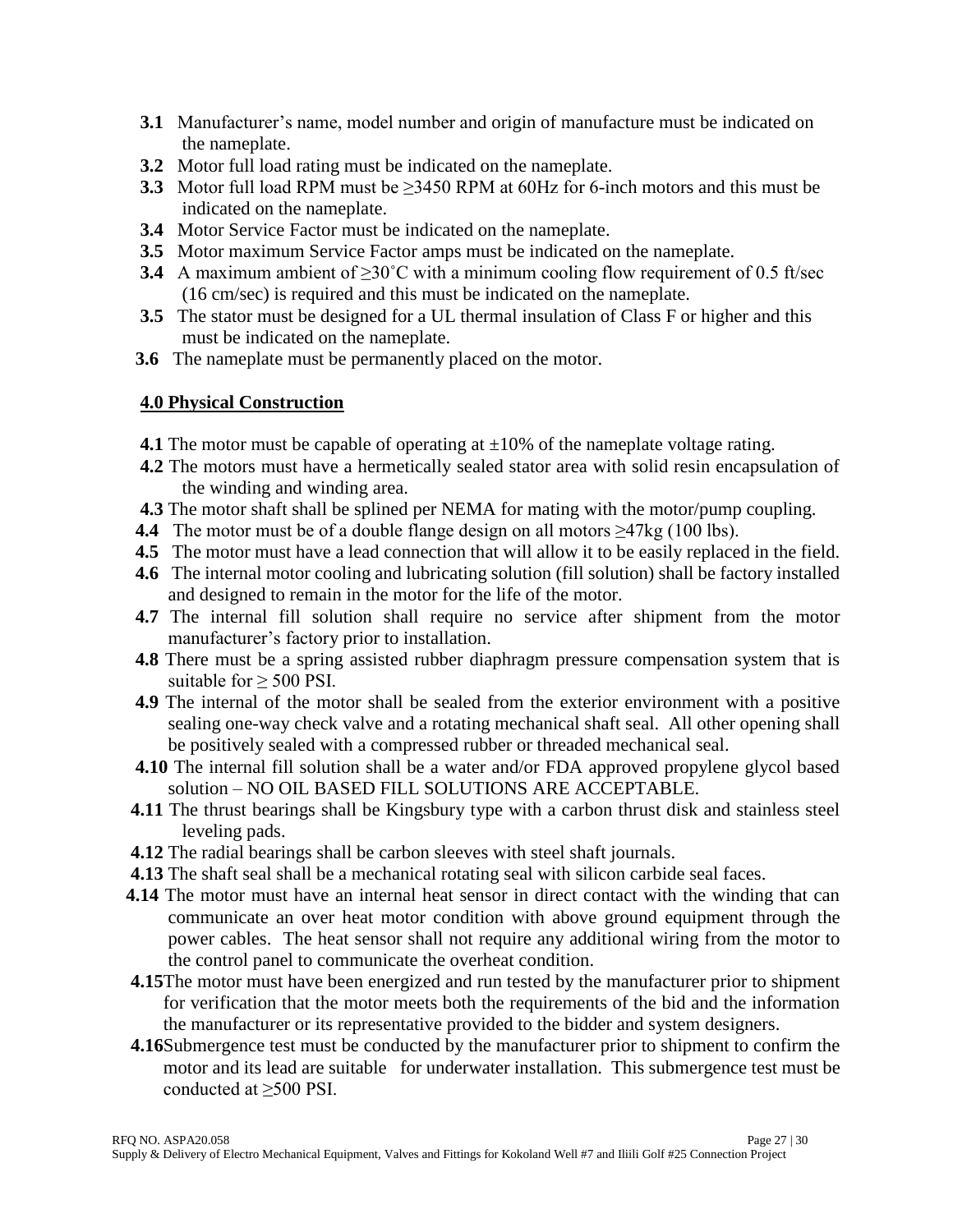**3.1** Manufacturer's name, model number and origin of manufacture must be indicated on the nameplate.

**3.2** Motor full load rating must be indicated on the nameplate.

**3.3** Motor full load RPM must be ≥3450 RPM at 60Hz for 6-inch motors and this must be indicated on the nameplate.

**3.4** Motor Service Factor must be indicated on the nameplate.

**3.5** Motor maximum Service Factor amps must be indicated on the nameplate.

**3.4** A maximum ambient of ≥30˚C with a minimum cooling flow requirement of 0.5 ft/sec (16 cm/sec) is required and this must be indicated on the nameplate.

**3.5** The stator must be designed for a UL thermal insulation of Class F or higher and this must be indicated on the nameplate.

**3.6** The nameplate must be permanently placed on the motor.

## 4.0 Physical Construction

**4.1** The motor must be capable of operating at ±10% of the nameplate voltage rating.

**4.2** The motors must have a hermetically sealed stator area with solid resin encapsulation of the winding and winding area.

**4.3** The motor shaft shall be splined per NEMA for mating with the motor/pump coupling.

**4.4** The motor must be of a double flange design on all motors ≥47kg (100 lbs).

**4.5** The motor must have a lead connection that will allow it to be easily replaced in the field.

**4.6** The internal motor cooling and lubricating solution (fill solution) shall be factory installed and designed to remain in the motor for the life of the motor.

**4.7** The internal fill solution shall require no service after shipment from the motor manufacturer's factory prior to installation.

**4.8** There must be a spring assisted rubber diaphragm pressure compensation system that is suitable for ≥ 500 PSI.

**4.9** The internal of the motor shall be sealed from the exterior environment with a positive sealing one-way check valve and a rotating mechanical shaft seal. All other opening shall be positively sealed with a compressed rubber or threaded mechanical seal.

**4.10** The internal fill solution shall be a water and/or FDA approved propylene glycol based solution – NO OIL BASED FILL SOLUTIONS ARE ACCEPTABLE.

**4.11** The thrust bearings shall be Kingsbury type with a carbon thrust disk and stainless steel leveling pads.

**4.12** The radial bearings shall be carbon sleeves with steel shaft journals.

**4.13** The shaft seal shall be a mechanical rotating seal with silicon carbide seal faces.

**4.14** The motor must have an internal heat sensor in direct contact with the winding that can communicate an over heat motor condition with above ground equipment through the power cables. The heat sensor shall not require any additional wiring from the motor to the control panel to communicate the overheat condition.

**4.15** The motor must have been energized and run tested by the manufacturer prior to shipment for verification that the motor meets both the requirements of the bid and the information the manufacturer or its representative provided to the bidder and system designers.

**4.16** Submergence test must be conducted by the manufacturer prior to shipment to confirm the motor and its lead are suitable for underwater installation. This submergence test must be conducted at ≥500 PSI.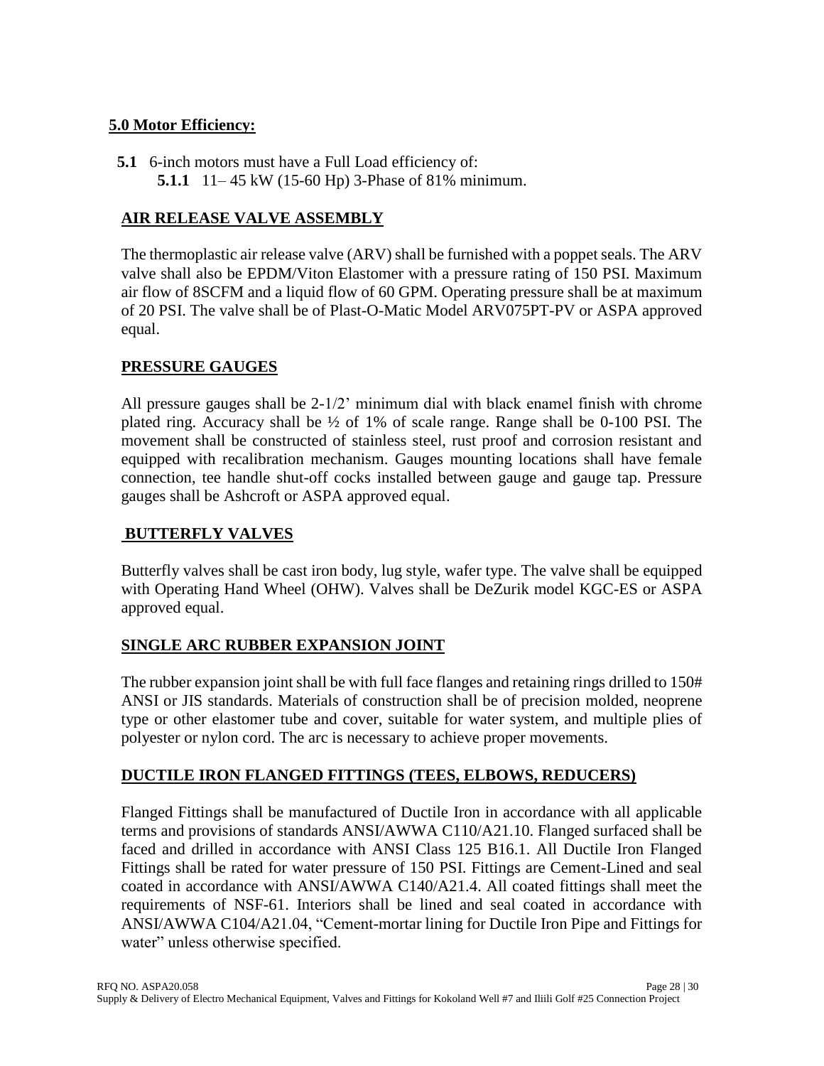## 5.0 Motor Efficiency:

**5.1** 6-inch motors must have a Full Load efficiency of:

**5.1.1** 11– 45 kW (15-60 Hp) 3-Phase of 81% minimum.

## AIR RELEASE VALVE ASSEMBLY

The thermoplastic air release valve (ARV) shall be furnished with a poppet seals. The ARV valve shall also be EPDM/Viton Elastomer with a pressure rating of 150 PSI. Maximum air flow of 8SCFM and a liquid flow of 60 GPM. Operating pressure shall be at maximum of 20 PSI. The valve shall be of Plast-O-Matic Model ARV075PT-PV or ASPA approved equal.

## PRESSURE GAUGES

All pressure gauges shall be 2-1/2' minimum dial with black enamel finish with chrome plated ring. Accuracy shall be ½ of 1% of scale range. Range shall be 0-100 PSI. The movement shall be constructed of stainless steel, rust proof and corrosion resistant and equipped with recalibration mechanism. Gauges mounting locations shall have female connection, tee handle shut-off cocks installed between gauge and gauge tap. Pressure gauges shall be Ashcroft or ASPA approved equal.

## BUTTERFLY VALVES

Butterfly valves shall be cast iron body, lug style, wafer type. The valve shall be equipped with Operating Hand Wheel (OHW). Valves shall be DeZurik model KGC-ES or ASPA approved equal.

## SINGLE ARC RUBBER EXPANSION JOINT

The rubber expansion joint shall be with full face flanges and retaining rings drilled to 150# ANSI or JIS standards. Materials of construction shall be of precision molded, neoprene type or other elastomer tube and cover, suitable for water system, and multiple plies of polyester or nylon cord. The arc is necessary to achieve proper movements.

## DUCTILE IRON FLANGED FITTINGS (TEES, ELBOWS, REDUCERS)

Flanged Fittings shall be manufactured of Ductile Iron in accordance with all applicable terms and provisions of standards ANSI/AWWA C110/A21.10. Flanged surfaced shall be faced and drilled in accordance with ANSI Class 125 B16.1. All Ductile Iron Flanged Fittings shall be rated for water pressure of 150 PSI. Fittings are Cement-Lined and seal coated in accordance with ANSI/AWWA C140/A21.4. All coated fittings shall meet the requirements of NSF-61. Interiors shall be lined and seal coated in accordance with ANSI/AWWA C104/A21.04, "Cement-mortar lining for Ductile Iron Pipe and Fittings for water" unless otherwise specified.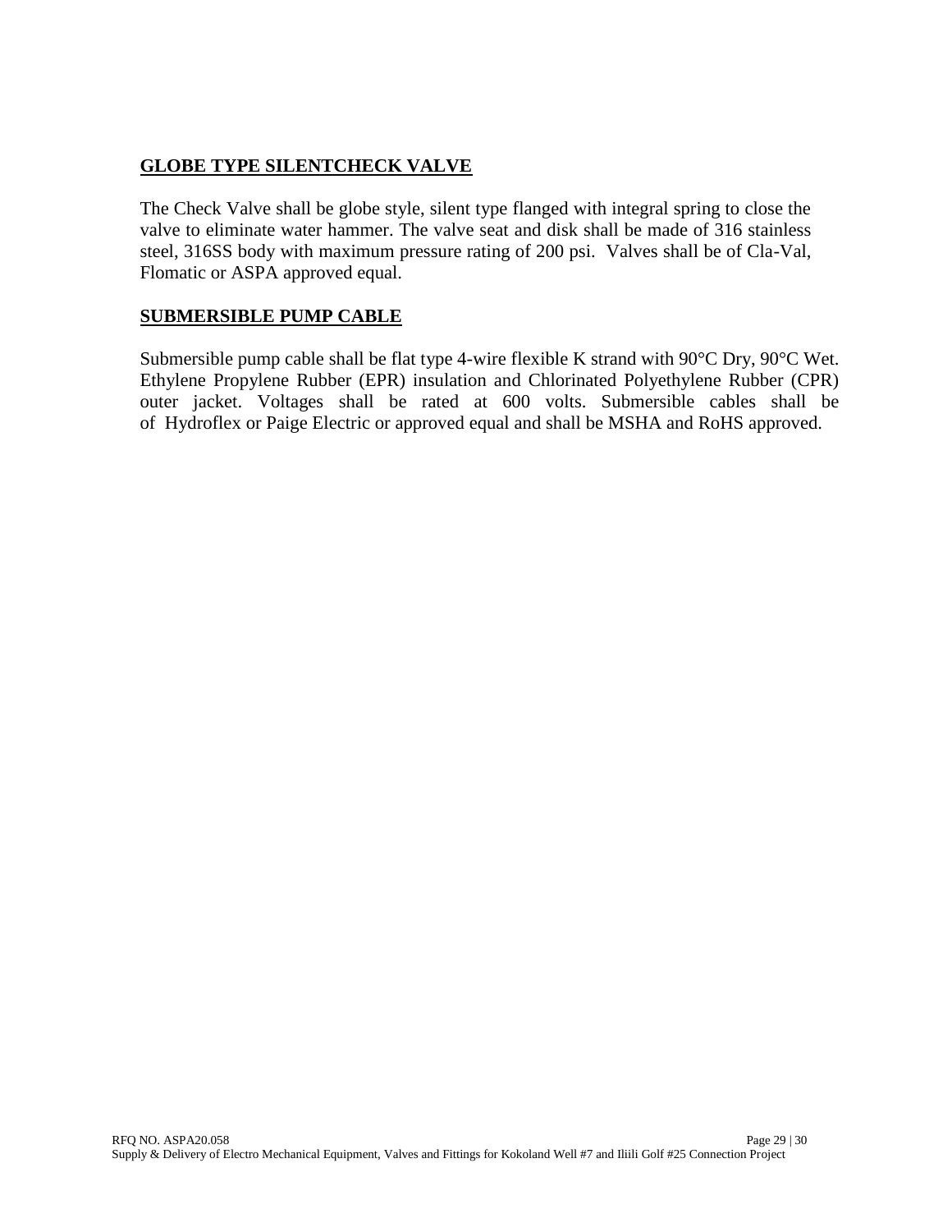**<u>GLOBE TYPE SILENTCHECK VALVE</u>**

The Check Valve shall be globe style, silent type flanged with integral spring to close the valve to eliminate water hammer. The valve seat and disk shall be made of 316 stainless steel, 316SS body with maximum pressure rating of 200 psi. Valves shall be of Cla-Val, Flomatic or ASPA approved equal.

**<u>SUBMERSIBLE PUMP CABLE</u>**

Submersible pump cable shall be flat type 4-wire flexible K strand with 90°C Dry, 90°C Wet. Ethylene Propylene Rubber (EPR) insulation and Chlorinated Polyethylene Rubber (CPR) outer jacket. Voltages shall be rated at 600 volts. Submersible cables shall be of Hydroflex or Paige Electric or approved equal and shall be MSHA and RoHS approved.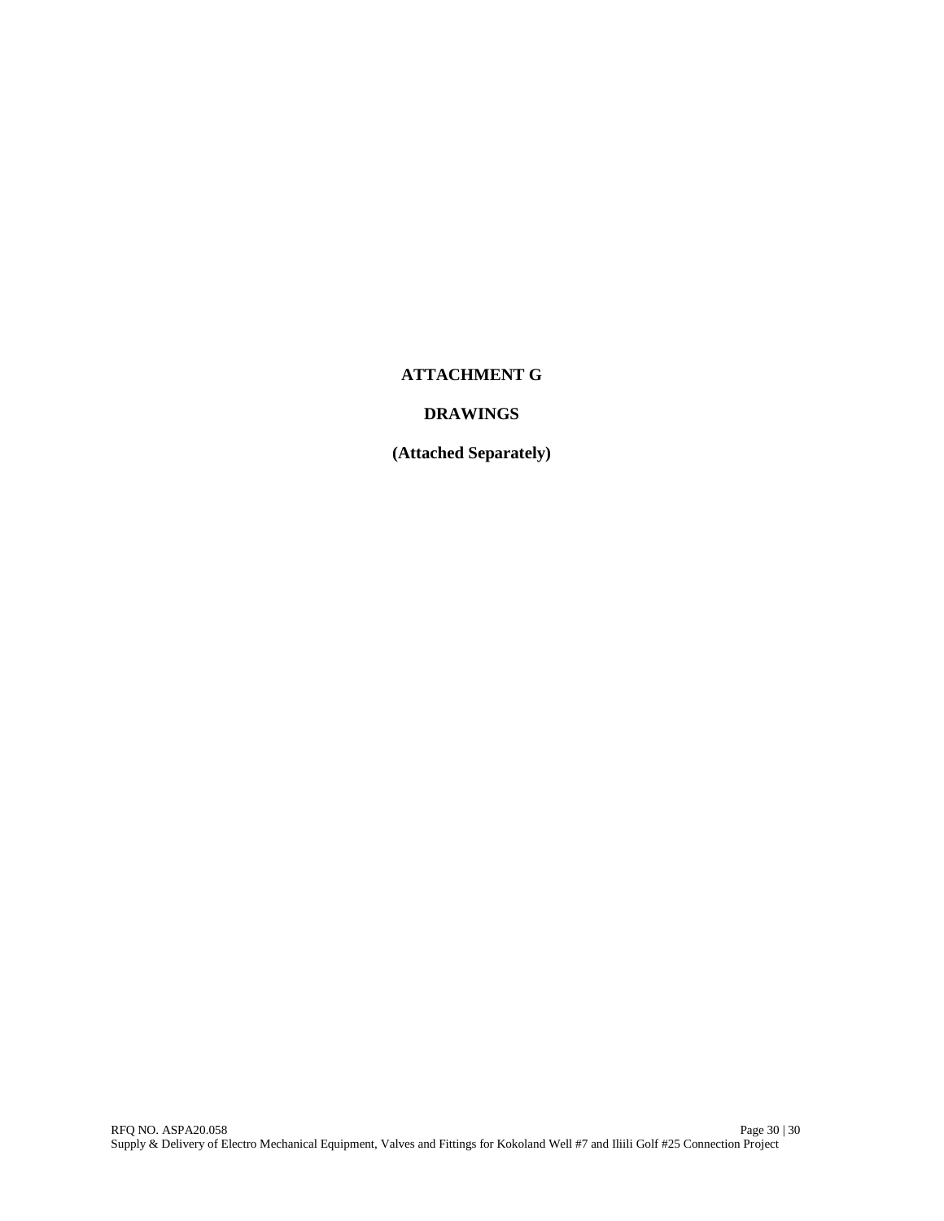**ATTACHMENT G**

**DRAWINGS**

**(Attached Separately)**